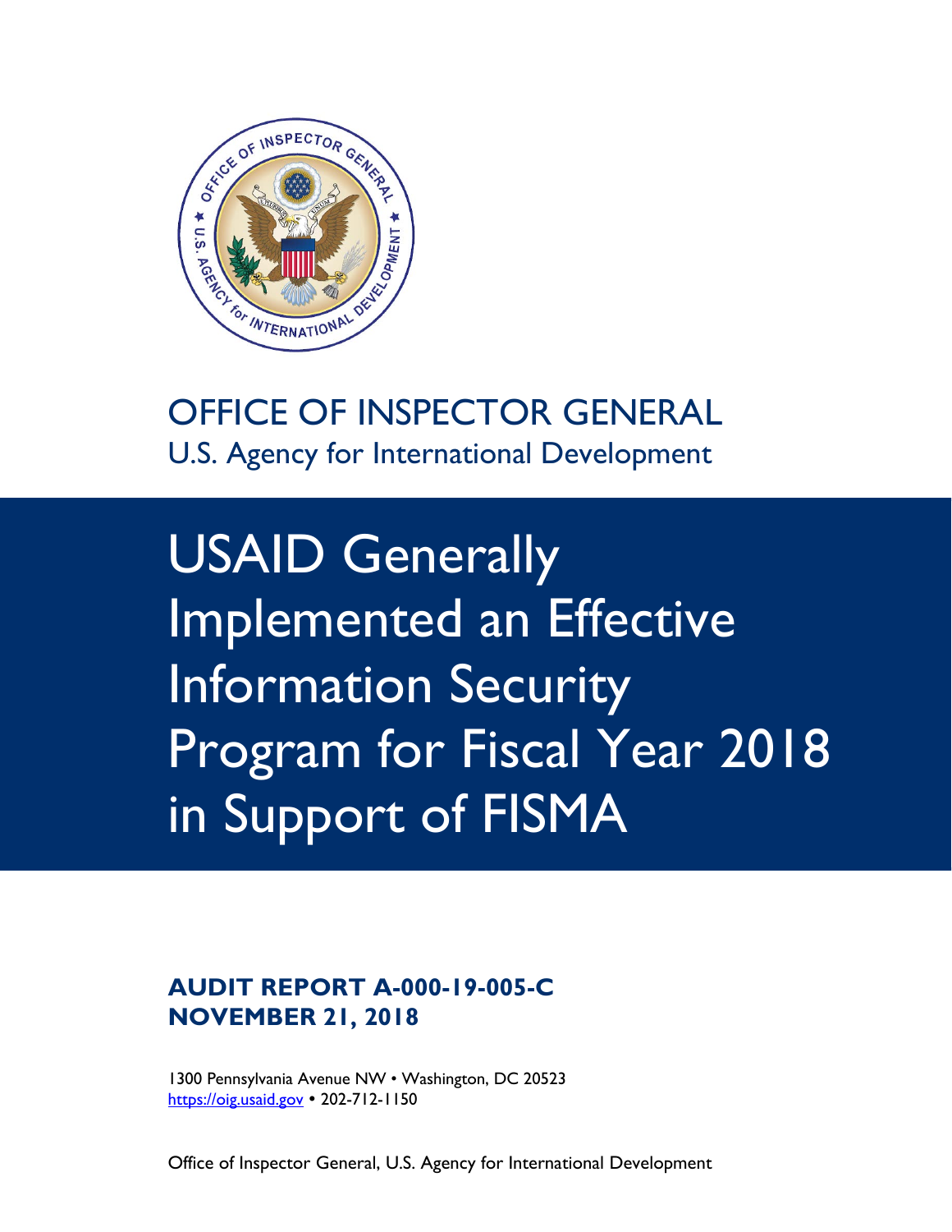OFFICE OF INSPECTOR GENERAL

U.S. Agency for International Development

# USAID Generally Implemented an Effective Information Security Program for Fiscal Year 2018 in Support of FISMA

**AUDIT REPORT A-000-19-005-C**
**NOVEMBER 21, 2018**

1300 Pennsylvania Avenue NW • Washington, DC 20523
https://oig.usaid.gov • 202-712-1150

Office of Inspector General, U.S. Agency for International Development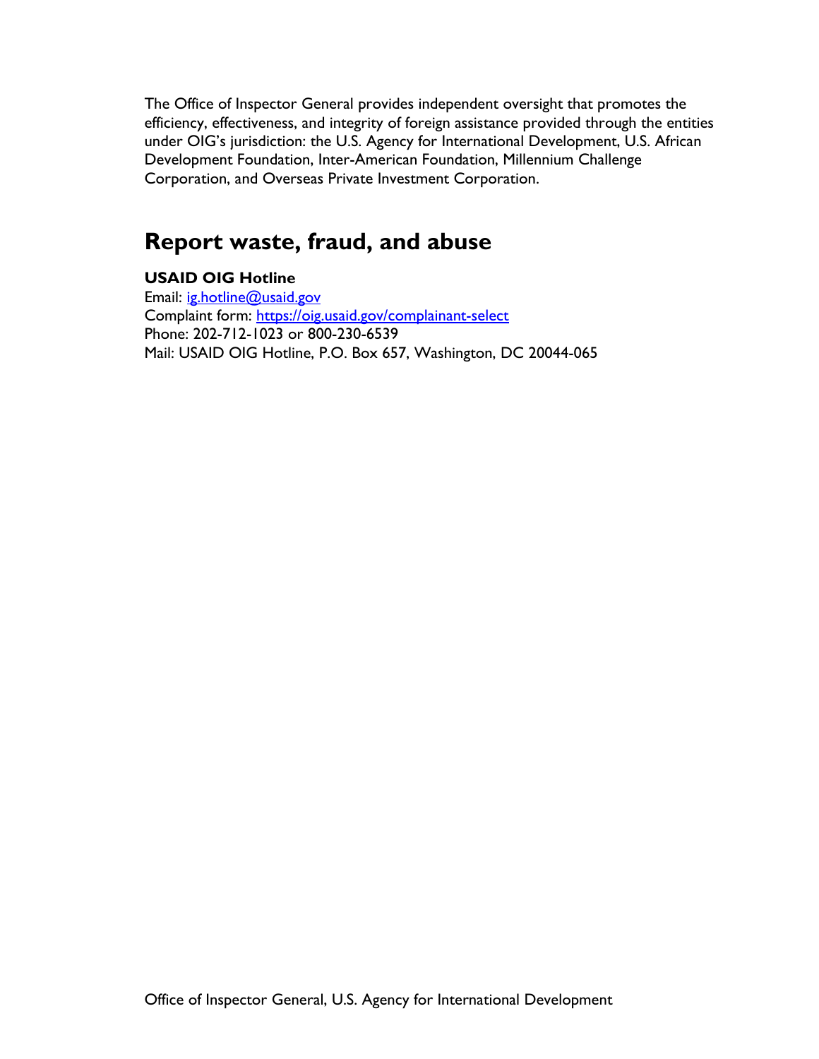The Office of Inspector General provides independent oversight that promotes the efficiency, effectiveness, and integrity of foreign assistance provided through the entities under OIG's jurisdiction: the U.S. Agency for International Development, U.S. African Development Foundation, Inter-American Foundation, Millennium Challenge Corporation, and Overseas Private Investment Corporation.

## Report waste, fraud, and abuse

**USAID OIG Hotline**
Email: ig.hotline@usaid.gov
Complaint form: https://oig.usaid.gov/complainant-select
Phone: 202-712-1023 or 800-230-6539
Mail: USAID OIG Hotline, P.O. Box 657, Washington, DC 20044-065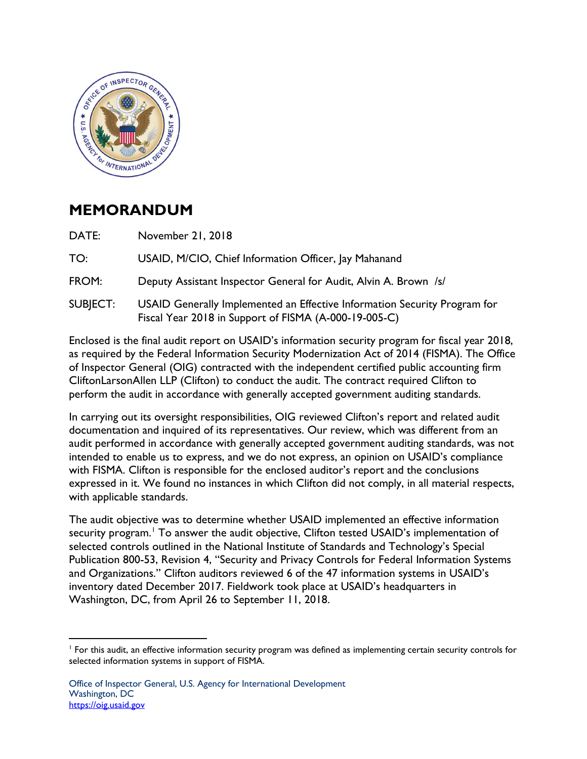# MEMORANDUM

DATE: November 21, 2018

TO: USAID, M/CIO, Chief Information Officer, Jay Mahanand

FROM: Deputy Assistant Inspector General for Audit, Alvin A. Brown /s/

SUBJECT: USAID Generally Implemented an Effective Information Security Program for Fiscal Year 2018 in Support of FISMA (A-000-19-005-C)

Enclosed is the final audit report on USAID's information security program for fiscal year 2018, as required by the Federal Information Security Modernization Act of 2014 (FISMA). The Office of Inspector General (OIG) contracted with the independent certified public accounting firm CliftonLarsonAllen LLP (Clifton) to conduct the audit. The contract required Clifton to perform the audit in accordance with generally accepted government auditing standards.

In carrying out its oversight responsibilities, OIG reviewed Clifton's report and related audit documentation and inquired of its representatives. Our review, which was different from an audit performed in accordance with generally accepted government auditing standards, was not intended to enable us to express, and we do not express, an opinion on USAID's compliance with FISMA. Clifton is responsible for the enclosed auditor's report and the conclusions expressed in it. We found no instances in which Clifton did not comply, in all material respects, with applicable standards.

The audit objective was to determine whether USAID implemented an effective information security program.[1] To answer the audit objective, Clifton tested USAID's implementation of selected controls outlined in the National Institute of Standards and Technology's Special Publication 800-53, Revision 4, "Security and Privacy Controls for Federal Information Systems and Organizations." Clifton auditors reviewed 6 of the 47 information systems in USAID's inventory dated December 2017. Fieldwork took place at USAID's headquarters in Washington, DC, from April 26 to September 11, 2018.

---

[1] For this audit, an effective information security program was defined as implementing certain security controls for selected information systems in support of FISMA.

Office of Inspector General, U.S. Agency for International Development
Washington, DC
https://oig.usaid.gov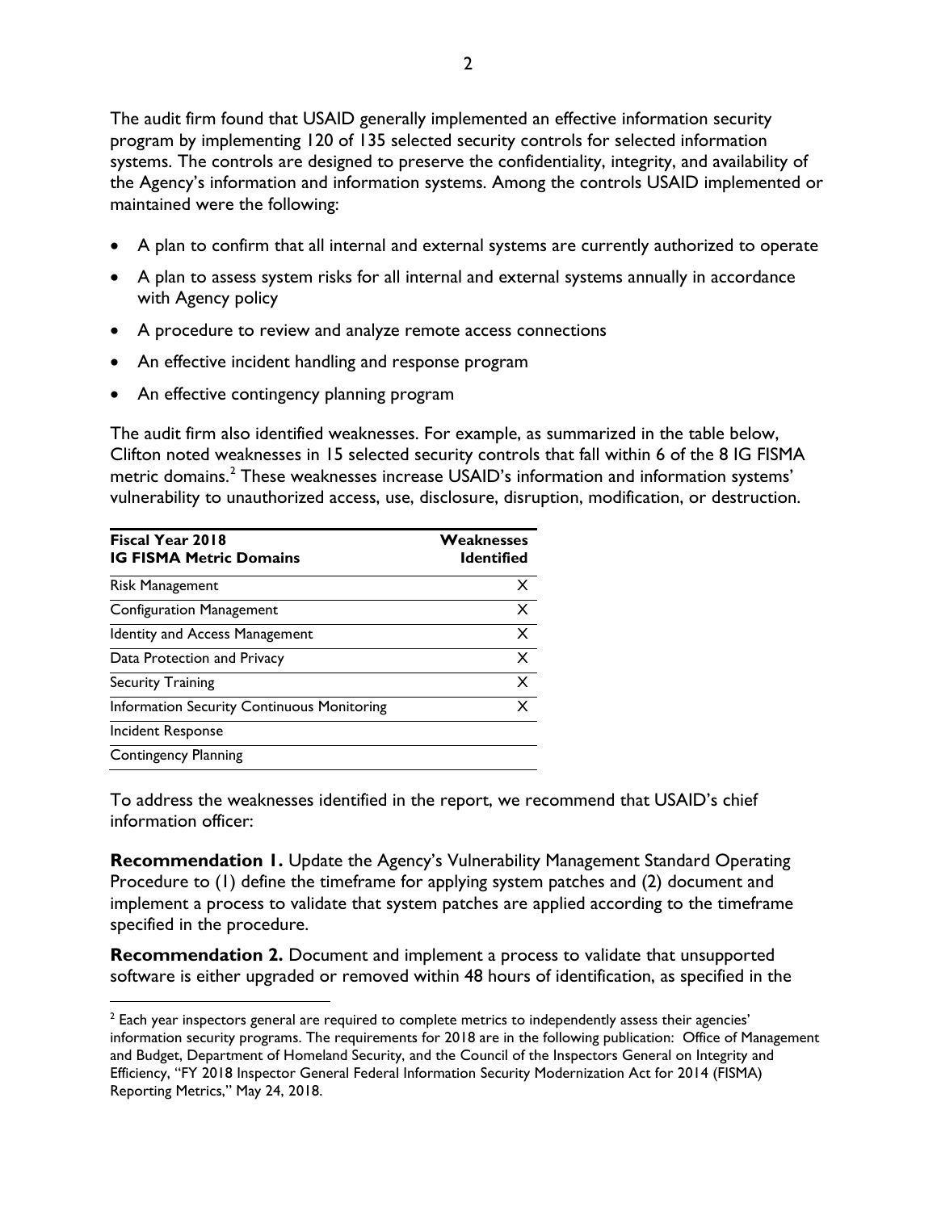The audit firm found that USAID generally implemented an effective information security program by implementing 120 of 135 selected security controls for selected information systems. The controls are designed to preserve the confidentiality, integrity, and availability of the Agency's information and information systems. Among the controls USAID implemented or maintained were the following:

- A plan to confirm that all internal and external systems are currently authorized to operate
- A plan to assess system risks for all internal and external systems annually in accordance with Agency policy
- A procedure to review and analyze remote access connections
- An effective incident handling and response program
- An effective contingency planning program

The audit firm also identified weaknesses. For example, as summarized in the table below, Clifton noted weaknesses in 15 selected security controls that fall within 6 of the 8 IG FISMA metric domains.[2] These weaknesses increase USAID's information and information systems' vulnerability to unauthorized access, use, disclosure, disruption, modification, or destruction.

| Fiscal Year 2018 IG FISMA Metric Domains | Weaknesses Identified |
|---|---|
| Risk Management | X |
| Configuration Management | X |
| Identity and Access Management | X |
| Data Protection and Privacy | X |
| Security Training | X |
| Information Security Continuous Monitoring | X |
| Incident Response | |
| Contingency Planning | |

To address the weaknesses identified in the report, we recommend that USAID's chief information officer:

**Recommendation 1.** Update the Agency's Vulnerability Management Standard Operating Procedure to (1) define the timeframe for applying system patches and (2) document and implement a process to validate that system patches are applied according to the timeframe specified in the procedure.

**Recommendation 2.** Document and implement a process to validate that unsupported software is either upgraded or removed within 48 hours of identification, as specified in the

[2] Each year inspectors general are required to complete metrics to independently assess their agencies' information security programs. The requirements for 2018 are in the following publication: Office of Management and Budget, Department of Homeland Security, and the Council of the Inspectors General on Integrity and Efficiency, "FY 2018 Inspector General Federal Information Security Modernization Act for 2014 (FISMA) Reporting Metrics," May 24, 2018.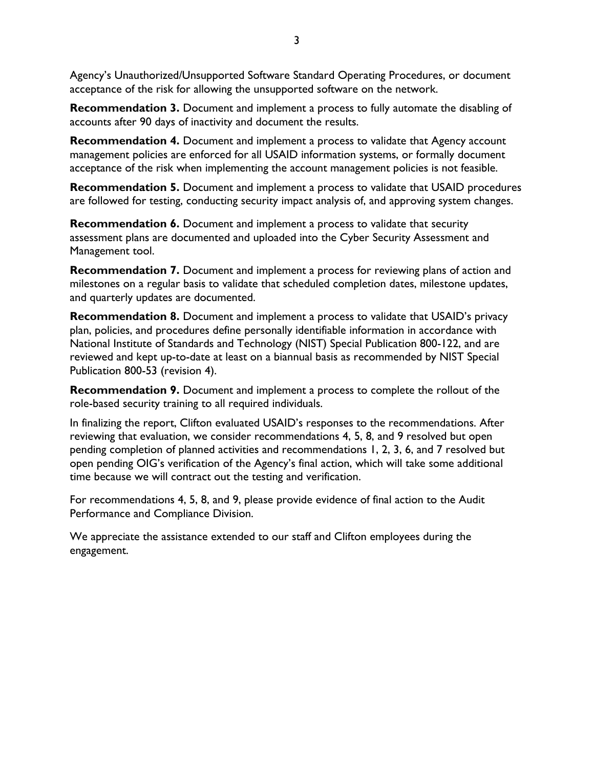Agency's Unauthorized/Unsupported Software Standard Operating Procedures, or document acceptance of the risk for allowing the unsupported software on the network.

**Recommendation 3.** Document and implement a process to fully automate the disabling of accounts after 90 days of inactivity and document the results.

**Recommendation 4.** Document and implement a process to validate that Agency account management policies are enforced for all USAID information systems, or formally document acceptance of the risk when implementing the account management policies is not feasible.

**Recommendation 5.** Document and implement a process to validate that USAID procedures are followed for testing, conducting security impact analysis of, and approving system changes.

**Recommendation 6.** Document and implement a process to validate that security assessment plans are documented and uploaded into the Cyber Security Assessment and Management tool.

**Recommendation 7.** Document and implement a process for reviewing plans of action and milestones on a regular basis to validate that scheduled completion dates, milestone updates, and quarterly updates are documented.

**Recommendation 8.** Document and implement a process to validate that USAID's privacy plan, policies, and procedures define personally identifiable information in accordance with National Institute of Standards and Technology (NIST) Special Publication 800-122, and are reviewed and kept up-to-date at least on a biannual basis as recommended by NIST Special Publication 800-53 (revision 4).

**Recommendation 9.** Document and implement a process to complete the rollout of the role-based security training to all required individuals.

In finalizing the report, Clifton evaluated USAID's responses to the recommendations. After reviewing that evaluation, we consider recommendations 4, 5, 8, and 9 resolved but open pending completion of planned activities and recommendations 1, 2, 3, 6, and 7 resolved but open pending OIG's verification of the Agency's final action, which will take some additional time because we will contract out the testing and verification.

For recommendations 4, 5, 8, and 9, please provide evidence of final action to the Audit Performance and Compliance Division.

We appreciate the assistance extended to our staff and Clifton employees during the engagement.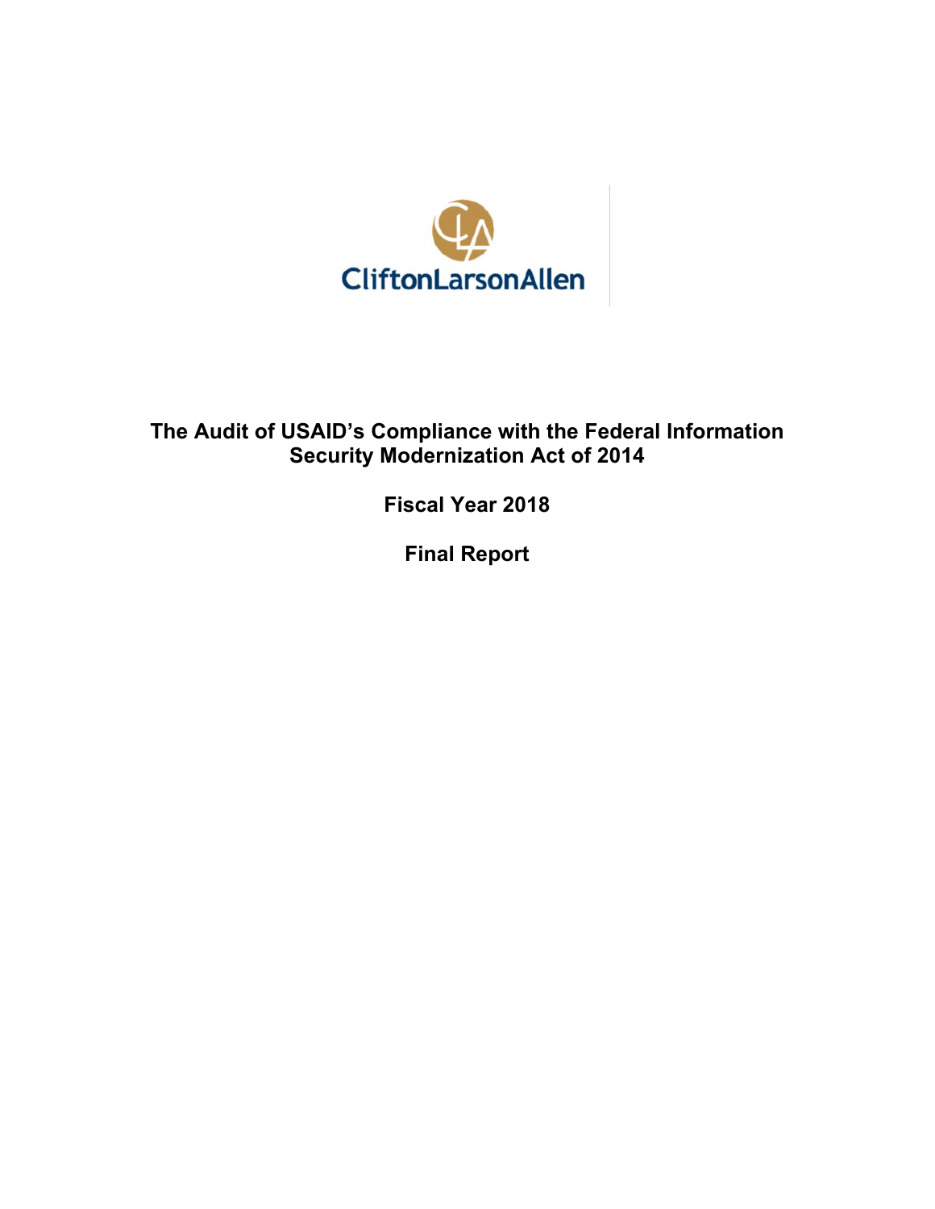# The Audit of USAID's Compliance with the Federal Information Security Modernization Act of 2014

## Fiscal Year 2018

## Final Report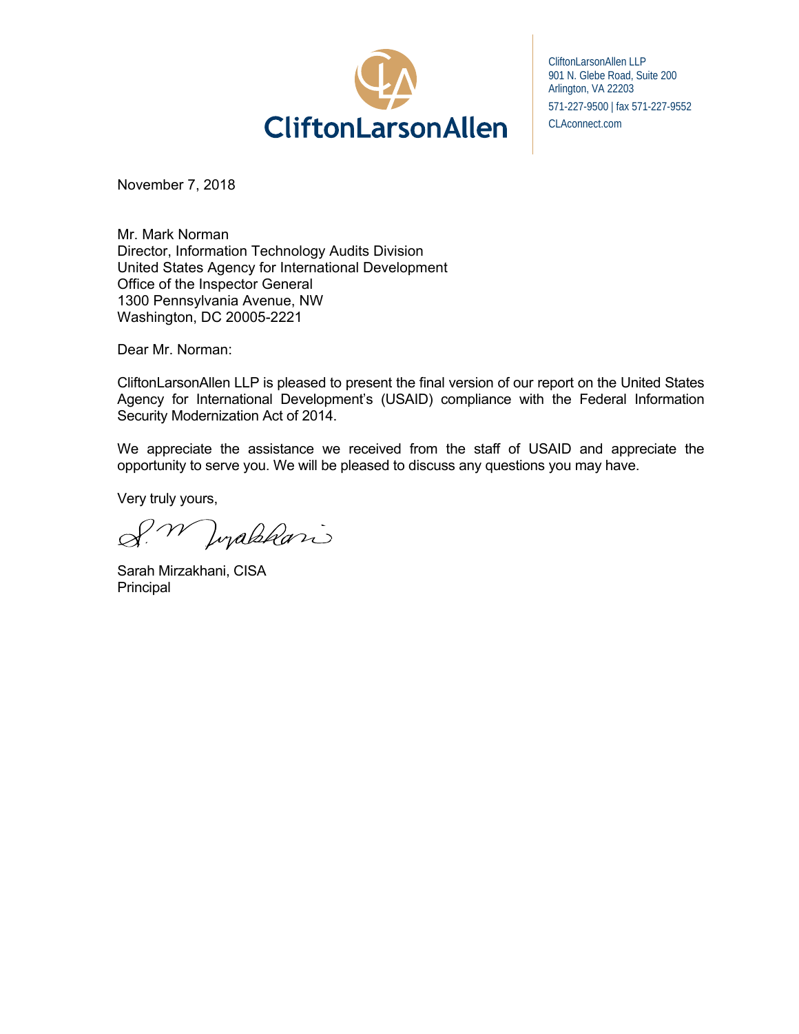CliftonLarsonAllen

CliftonLarsonAllen LLP
901 N. Glebe Road, Suite 200
Arlington, VA 22203
571-227-9500 | fax 571-227-9552
CLAconnect.com

November 7, 2018

Mr. Mark Norman
Director, Information Technology Audits Division
United States Agency for International Development
Office of the Inspector General
1300 Pennsylvania Avenue, NW
Washington, DC 20005-2221

Dear Mr. Norman:

CliftonLarsonAllen LLP is pleased to present the final version of our report on the United States Agency for International Development's (USAID) compliance with the Federal Information Security Modernization Act of 2014.

We appreciate the assistance we received from the staff of USAID and appreciate the opportunity to serve you. We will be pleased to discuss any questions you may have.

Very truly yours,

Sarah Mirzakhani, CISA
Principal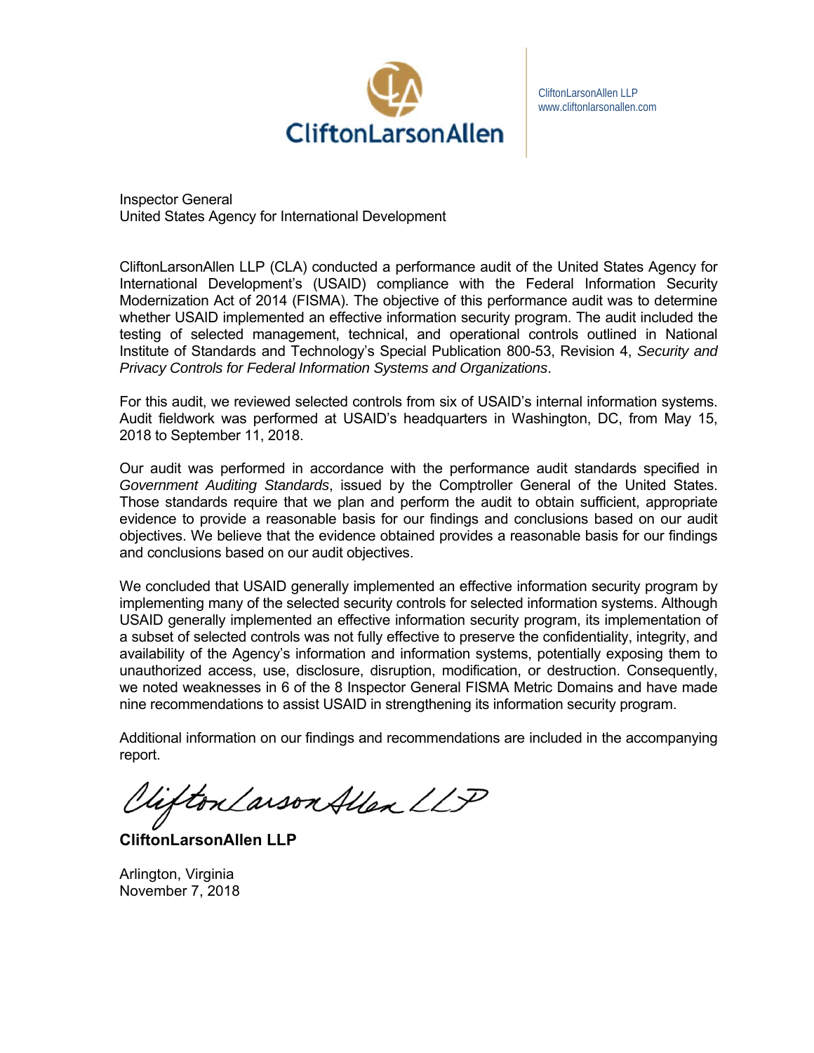CliftonLarsonAllen LLP
www.cliftonlarsonallen.com

Inspector General
United States Agency for International Development

CliftonLarsonAllen LLP (CLA) conducted a performance audit of the United States Agency for International Development's (USAID) compliance with the Federal Information Security Modernization Act of 2014 (FISMA). The objective of this performance audit was to determine whether USAID implemented an effective information security program. The audit included the testing of selected management, technical, and operational controls outlined in National Institute of Standards and Technology's Special Publication 800-53, Revision 4, *Security and Privacy Controls for Federal Information Systems and Organizations*.

For this audit, we reviewed selected controls from six of USAID's internal information systems. Audit fieldwork was performed at USAID's headquarters in Washington, DC, from May 15, 2018 to September 11, 2018.

Our audit was performed in accordance with the performance audit standards specified in *Government Auditing Standards*, issued by the Comptroller General of the United States. Those standards require that we plan and perform the audit to obtain sufficient, appropriate evidence to provide a reasonable basis for our findings and conclusions based on our audit objectives. We believe that the evidence obtained provides a reasonable basis for our findings and conclusions based on our audit objectives.

We concluded that USAID generally implemented an effective information security program by implementing many of the selected security controls for selected information systems. Although USAID generally implemented an effective information security program, its implementation of a subset of selected controls was not fully effective to preserve the confidentiality, integrity, and availability of the Agency's information and information systems, potentially exposing them to unauthorized access, use, disclosure, disruption, modification, or destruction. Consequently, we noted weaknesses in 6 of the 8 Inspector General FISMA Metric Domains and have made nine recommendations to assist USAID in strengthening its information security program.

Additional information on our findings and recommendations are included in the accompanying report.

CliftonLarsonAllen LLP

**CliftonLarsonAllen LLP**

Arlington, Virginia
November 7, 2018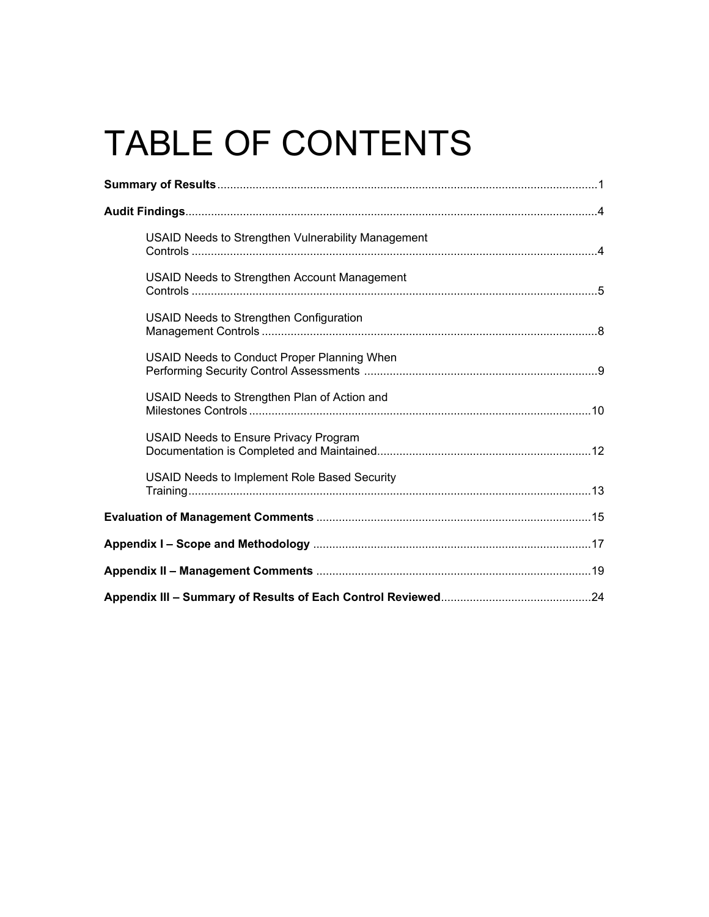# TABLE OF CONTENTS

**Summary of Results** ..... 1

**Audit Findings** ..... 4

- USAID Needs to Strengthen Vulnerability Management Controls ..... 4
- USAID Needs to Strengthen Account Management Controls ..... 5
- USAID Needs to Strengthen Configuration Management Controls ..... 8
- USAID Needs to Conduct Proper Planning When Performing Security Control Assessments ..... 9
- USAID Needs to Strengthen Plan of Action and Milestones Controls ..... 10
- USAID Needs to Ensure Privacy Program Documentation is Completed and Maintained ..... 12
- USAID Needs to Implement Role Based Security Training ..... 13

**Evaluation of Management Comments** ..... 15

**Appendix I – Scope and Methodology** ..... 17

**Appendix II – Management Comments** ..... 19

**Appendix III – Summary of Results of Each Control Reviewed** ..... 24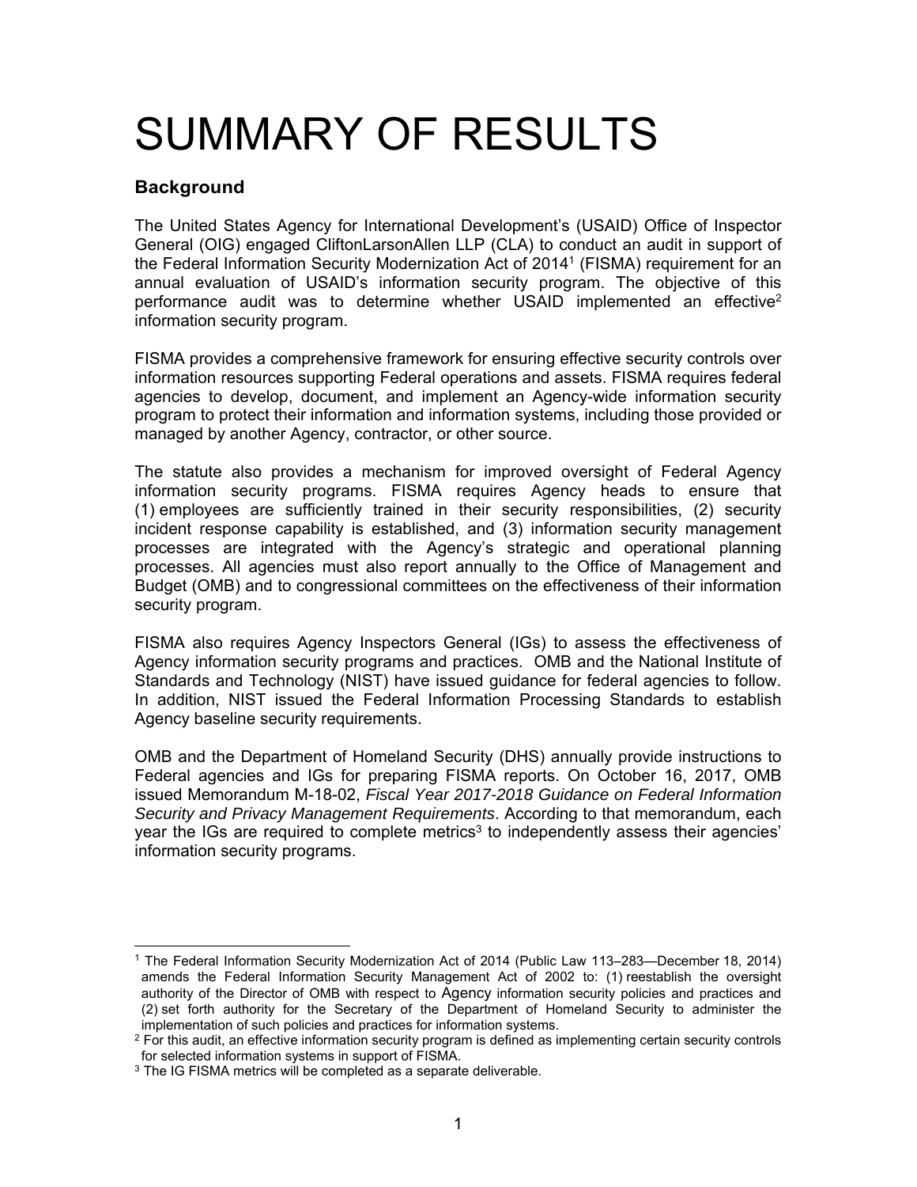# SUMMARY OF RESULTS

### Background

The United States Agency for International Development's (USAID) Office of Inspector General (OIG) engaged CliftonLarsonAllen LLP (CLA) to conduct an audit in support of the Federal Information Security Modernization Act of 2014[1] (FISMA) requirement for an annual evaluation of USAID's information security program. The objective of this performance audit was to determine whether USAID implemented an effective[2] information security program.

FISMA provides a comprehensive framework for ensuring effective security controls over information resources supporting Federal operations and assets. FISMA requires federal agencies to develop, document, and implement an Agency-wide information security program to protect their information and information systems, including those provided or managed by another Agency, contractor, or other source.

The statute also provides a mechanism for improved oversight of Federal Agency information security programs. FISMA requires Agency heads to ensure that (1) employees are sufficiently trained in their security responsibilities, (2) security incident response capability is established, and (3) information security management processes are integrated with the Agency's strategic and operational planning processes. All agencies must also report annually to the Office of Management and Budget (OMB) and to congressional committees on the effectiveness of their information security program.

FISMA also requires Agency Inspectors General (IGs) to assess the effectiveness of Agency information security programs and practices. OMB and the National Institute of Standards and Technology (NIST) have issued guidance for federal agencies to follow. In addition, NIST issued the Federal Information Processing Standards to establish Agency baseline security requirements.

OMB and the Department of Homeland Security (DHS) annually provide instructions to Federal agencies and IGs for preparing FISMA reports. On October 16, 2017, OMB issued Memorandum M-18-02, *Fiscal Year 2017-2018 Guidance on Federal Information Security and Privacy Management Requirements*. According to that memorandum, each year the IGs are required to complete metrics[3] to independently assess their agencies' information security programs.

---

[1] The Federal Information Security Modernization Act of 2014 (Public Law 113–283—December 18, 2014) amends the Federal Information Security Management Act of 2002 to: (1) reestablish the oversight authority of the Director of OMB with respect to Agency information security policies and practices and (2) set forth authority for the Secretary of the Department of Homeland Security to administer the implementation of such policies and practices for information systems.

[2] For this audit, an effective information security program is defined as implementing certain security controls for selected information systems in support of FISMA.

[3] The IG FISMA metrics will be completed as a separate deliverable.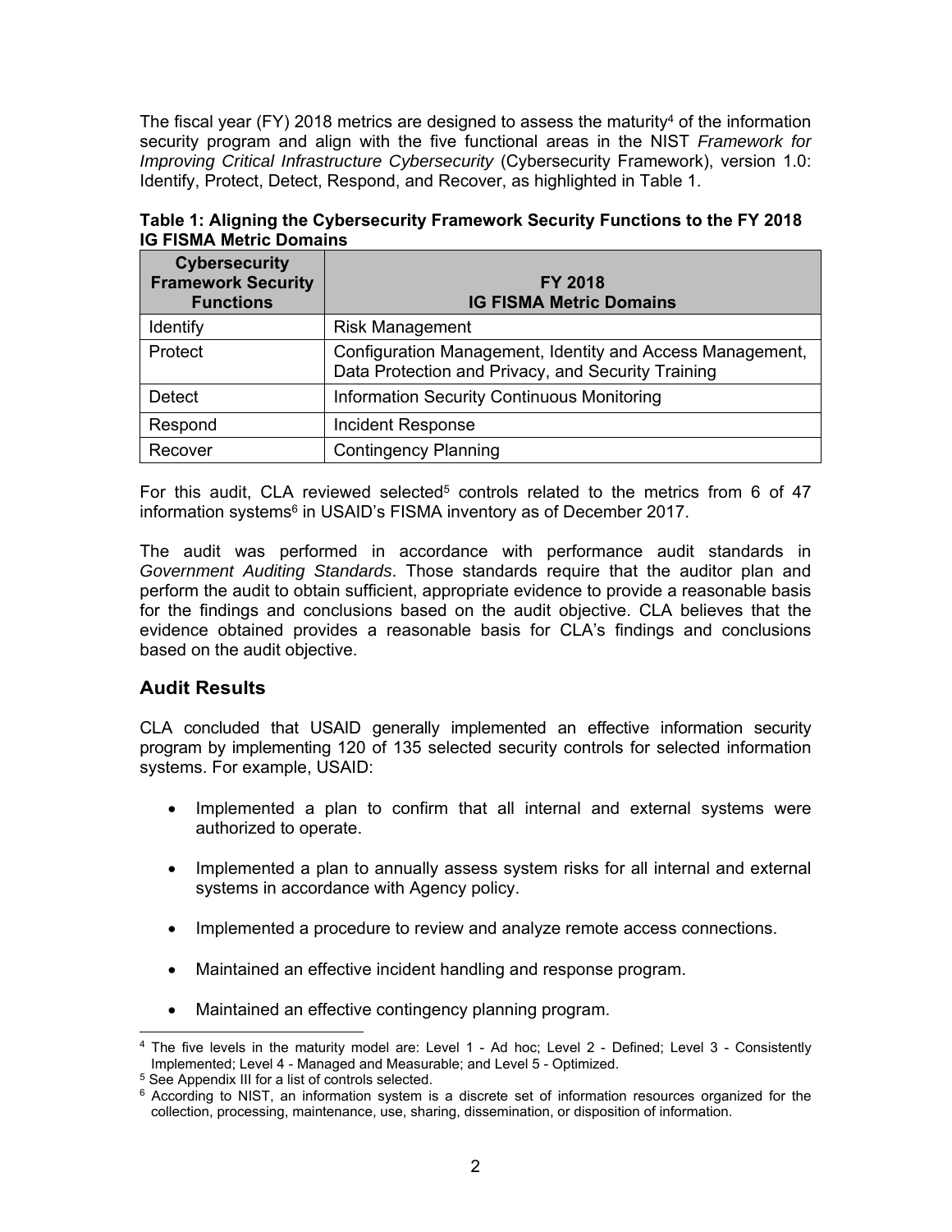The fiscal year (FY) 2018 metrics are designed to assess the maturity[4] of the information security program and align with the five functional areas in the NIST *Framework for Improving Critical Infrastructure Cybersecurity* (Cybersecurity Framework), version 1.0: Identify, Protect, Detect, Respond, and Recover, as highlighted in Table 1.

**Table 1: Aligning the Cybersecurity Framework Security Functions to the FY 2018 IG FISMA Metric Domains**

| Cybersecurity Framework Security Functions | FY 2018 IG FISMA Metric Domains |
|---|---|
| Identify | Risk Management |
| Protect | Configuration Management, Identity and Access Management, Data Protection and Privacy, and Security Training |
| Detect | Information Security Continuous Monitoring |
| Respond | Incident Response |
| Recover | Contingency Planning |

For this audit, CLA reviewed selected[5] controls related to the metrics from 6 of 47 information systems[6] in USAID's FISMA inventory as of December 2017.

The audit was performed in accordance with performance audit standards in *Government Auditing Standards*. Those standards require that the auditor plan and perform the audit to obtain sufficient, appropriate evidence to provide a reasonable basis for the findings and conclusions based on the audit objective. CLA believes that the evidence obtained provides a reasonable basis for CLA's findings and conclusions based on the audit objective.

## Audit Results

CLA concluded that USAID generally implemented an effective information security program by implementing 120 of 135 selected security controls for selected information systems. For example, USAID:

- Implemented a plan to confirm that all internal and external systems were authorized to operate.
- Implemented a plan to annually assess system risks for all internal and external systems in accordance with Agency policy.
- Implemented a procedure to review and analyze remote access connections.
- Maintained an effective incident handling and response program.
- Maintained an effective contingency planning program.

---

[4] The five levels in the maturity model are: Level 1 - Ad hoc; Level 2 - Defined; Level 3 - Consistently Implemented; Level 4 - Managed and Measurable; and Level 5 - Optimized.

[5] See Appendix III for a list of controls selected.

[6] According to NIST, an information system is a discrete set of information resources organized for the collection, processing, maintenance, use, sharing, dissemination, or disposition of information.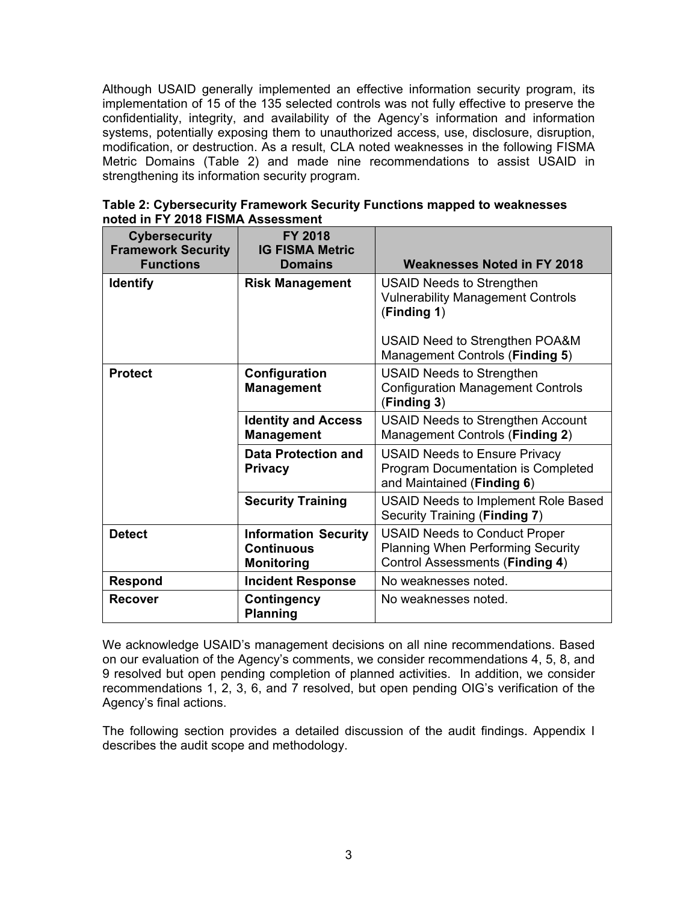Although USAID generally implemented an effective information security program, its implementation of 15 of the 135 selected controls was not fully effective to preserve the confidentiality, integrity, and availability of the Agency's information and information systems, potentially exposing them to unauthorized access, use, disclosure, disruption, modification, or destruction. As a result, CLA noted weaknesses in the following FISMA Metric Domains (Table 2) and made nine recommendations to assist USAID in strengthening its information security program.

**Table 2: Cybersecurity Framework Security Functions mapped to weaknesses noted in FY 2018 FISMA Assessment**

| Cybersecurity Framework Security Functions | FY 2018 IG FISMA Metric Domains | Weaknesses Noted in FY 2018 |
|---|---|---|
| **Identify** | **Risk Management** | USAID Needs to Strengthen Vulnerability Management Controls (**Finding 1**)<br><br>USAID Need to Strengthen POA&M Management Controls (**Finding 5**) |
| **Protect** | **Configuration Management** | USAID Needs to Strengthen Configuration Management Controls (**Finding 3**) |
| | **Identity and Access Management** | USAID Needs to Strengthen Account Management Controls (**Finding 2**) |
| | **Data Protection and Privacy** | USAID Needs to Ensure Privacy Program Documentation is Completed and Maintained (**Finding 6**) |
| | **Security Training** | USAID Needs to Implement Role Based Security Training (**Finding 7**) |
| **Detect** | **Information Security Continuous Monitoring** | USAID Needs to Conduct Proper Planning When Performing Security Control Assessments (**Finding 4**) |
| **Respond** | **Incident Response** | No weaknesses noted. |
| **Recover** | **Contingency Planning** | No weaknesses noted. |

We acknowledge USAID's management decisions on all nine recommendations. Based on our evaluation of the Agency's comments, we consider recommendations 4, 5, 8, and 9 resolved but open pending completion of planned activities. In addition, we consider recommendations 1, 2, 3, 6, and 7 resolved, but open pending OIG's verification of the Agency's final actions.

The following section provides a detailed discussion of the audit findings. Appendix I describes the audit scope and methodology.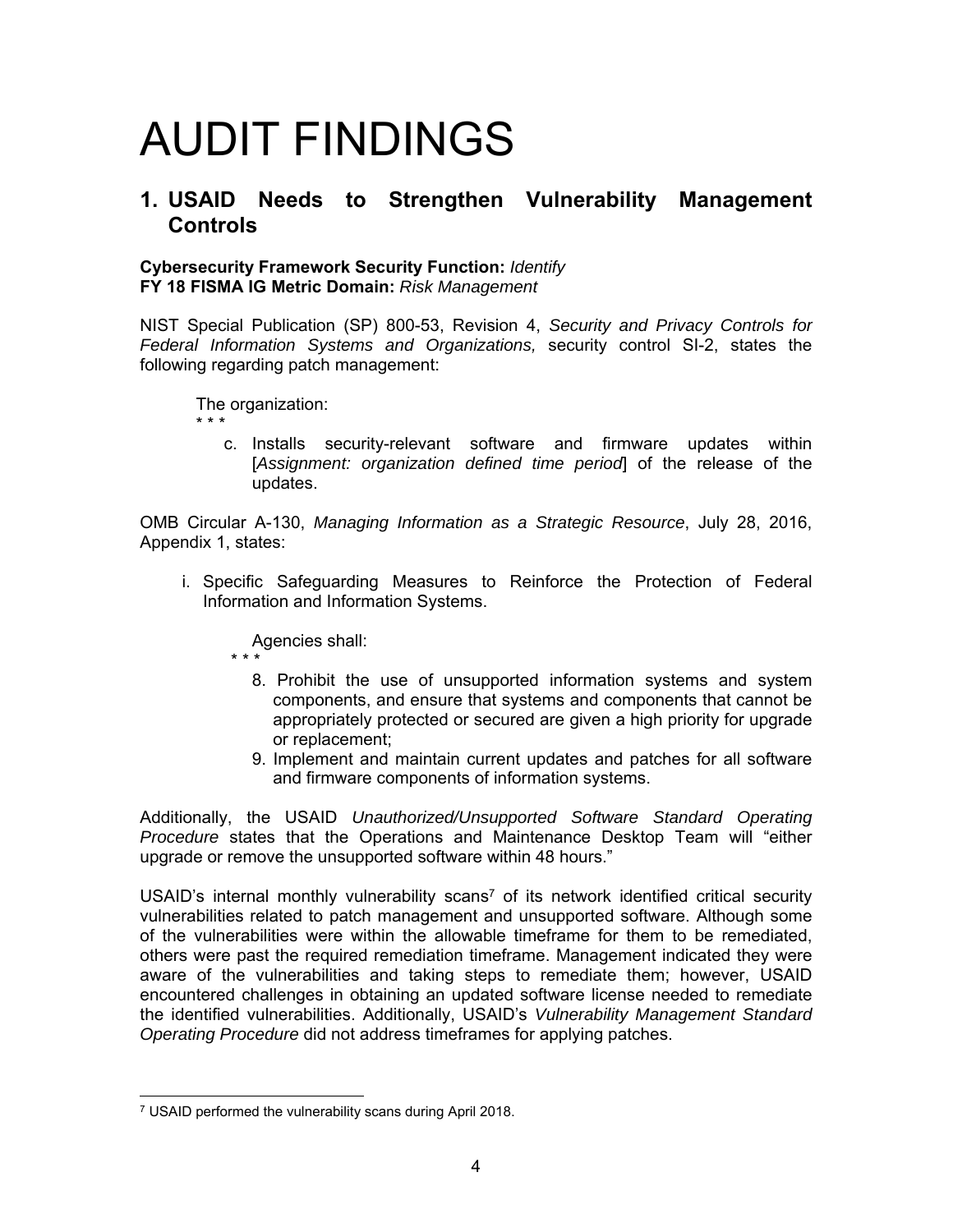# AUDIT FINDINGS

## 1. USAID Needs to Strengthen Vulnerability Management Controls

**Cybersecurity Framework Security Function:** *Identify*
**FY 18 FISMA IG Metric Domain:** *Risk Management*

NIST Special Publication (SP) 800-53, Revision 4, *Security and Privacy Controls for Federal Information Systems and Organizations,* security control SI-2, states the following regarding patch management:

> The organization:
>
> \* \* \*
>
> c. Installs security-relevant software and firmware updates within [*Assignment: organization defined time period*] of the release of the updates.

OMB Circular A-130, *Managing Information as a Strategic Resource*, July 28, 2016, Appendix 1, states:

> i. Specific Safeguarding Measures to Reinforce the Protection of Federal Information and Information Systems.
>
> Agencies shall:
>
> \* \* \*
>
> 8. Prohibit the use of unsupported information systems and system components, and ensure that systems and components that cannot be appropriately protected or secured are given a high priority for upgrade or replacement;
> 9. Implement and maintain current updates and patches for all software and firmware components of information systems.

Additionally, the USAID *Unauthorized/Unsupported Software Standard Operating Procedure* states that the Operations and Maintenance Desktop Team will "either upgrade or remove the unsupported software within 48 hours."

USAID's internal monthly vulnerability scans[7] of its network identified critical security vulnerabilities related to patch management and unsupported software. Although some of the vulnerabilities were within the allowable timeframe for them to be remediated, others were past the required remediation timeframe. Management indicated they were aware of the vulnerabilities and taking steps to remediate them; however, USAID encountered challenges in obtaining an updated software license needed to remediate the identified vulnerabilities. Additionally, USAID's *Vulnerability Management Standard Operating Procedure* did not address timeframes for applying patches.

[7] USAID performed the vulnerability scans during April 2018.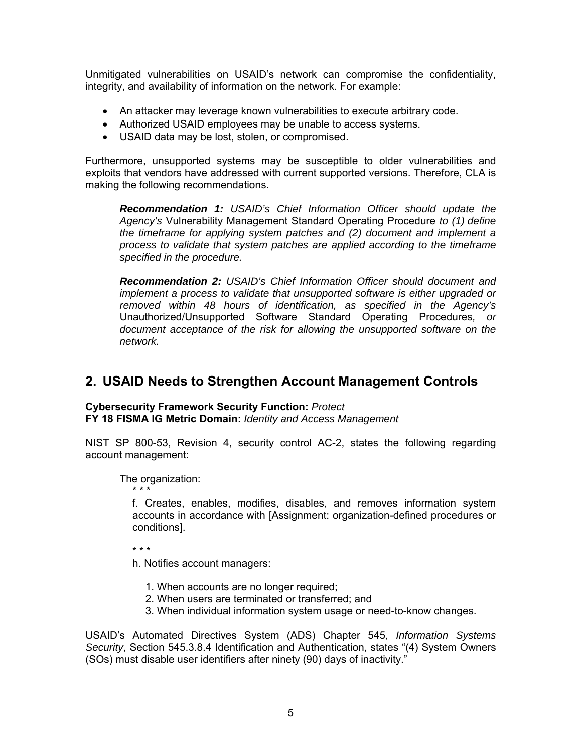Unmitigated vulnerabilities on USAID's network can compromise the confidentiality, integrity, and availability of information on the network. For example:

- An attacker may leverage known vulnerabilities to execute arbitrary code.
- Authorized USAID employees may be unable to access systems.
- USAID data may be lost, stolen, or compromised.

Furthermore, unsupported systems may be susceptible to older vulnerabilities and exploits that vendors have addressed with current supported versions. Therefore, CLA is making the following recommendations.

> ***Recommendation 1:*** *USAID's Chief Information Officer should update the Agency's* Vulnerability Management Standard Operating Procedure *to (1) define the timeframe for applying system patches and (2) document and implement a process to validate that system patches are applied according to the timeframe specified in the procedure.*
>
> ***Recommendation 2:*** *USAID's Chief Information Officer should document and implement a process to validate that unsupported software is either upgraded or removed within 48 hours of identification, as specified in the Agency's* Unauthorized/Unsupported Software Standard Operating Procedures*, or document acceptance of the risk for allowing the unsupported software on the network.*

## 2. USAID Needs to Strengthen Account Management Controls

**Cybersecurity Framework Security Function:** *Protect*
**FY 18 FISMA IG Metric Domain:** *Identity and Access Management*

NIST SP 800-53, Revision 4, security control AC-2, states the following regarding account management:

> The organization:
>
> \* \* \*
>
> f. Creates, enables, modifies, disables, and removes information system accounts in accordance with [Assignment: organization-defined procedures or conditions].
>
> \* \* \*
>
> h. Notifies account managers:
>
> 1. When accounts are no longer required;
> 2. When users are terminated or transferred; and
> 3. When individual information system usage or need-to-know changes.

USAID's Automated Directives System (ADS) Chapter 545, *Information Systems Security*, Section 545.3.8.4 Identification and Authentication, states "(4) System Owners (SOs) must disable user identifiers after ninety (90) days of inactivity."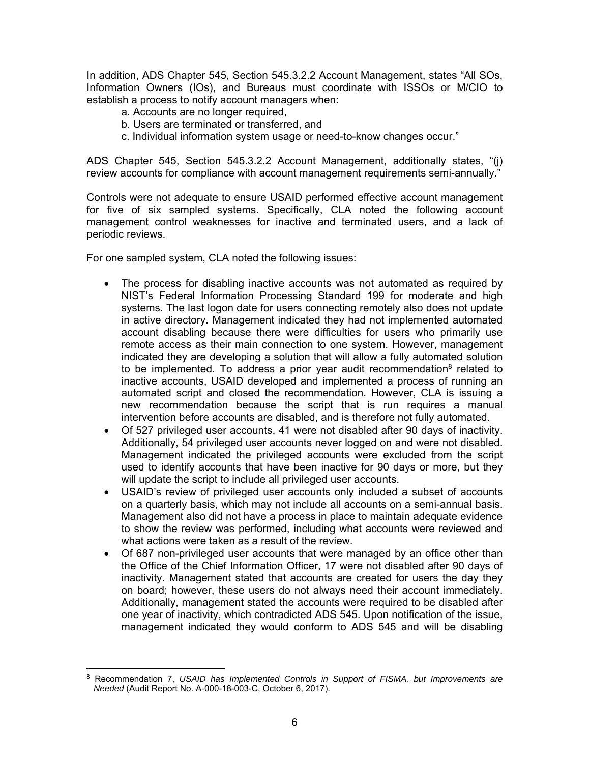In addition, ADS Chapter 545, Section 545.3.2.2 Account Management, states "All SOs, Information Owners (IOs), and Bureaus must coordinate with ISSOs or M/CIO to establish a process to notify account managers when:

a. Accounts are no longer required,
b. Users are terminated or transferred, and
c. Individual information system usage or need-to-know changes occur."

ADS Chapter 545, Section 545.3.2.2 Account Management, additionally states, "(j) review accounts for compliance with account management requirements semi-annually."

Controls were not adequate to ensure USAID performed effective account management for five of six sampled systems. Specifically, CLA noted the following account management control weaknesses for inactive and terminated users, and a lack of periodic reviews.

For one sampled system, CLA noted the following issues:

- The process for disabling inactive accounts was not automated as required by NIST's Federal Information Processing Standard 199 for moderate and high systems. The last logon date for users connecting remotely also does not update in active directory. Management indicated they had not implemented automated account disabling because there were difficulties for users who primarily use remote access as their main connection to one system. However, management indicated they are developing a solution that will allow a fully automated solution to be implemented. To address a prior year audit recommendation[8] related to inactive accounts, USAID developed and implemented a process of running an automated script and closed the recommendation. However, CLA is issuing a new recommendation because the script that is run requires a manual intervention before accounts are disabled, and is therefore not fully automated.
- Of 527 privileged user accounts, 41 were not disabled after 90 days of inactivity. Additionally, 54 privileged user accounts never logged on and were not disabled. Management indicated the privileged accounts were excluded from the script used to identify accounts that have been inactive for 90 days or more, but they will update the script to include all privileged user accounts.
- USAID's review of privileged user accounts only included a subset of accounts on a quarterly basis, which may not include all accounts on a semi-annual basis. Management also did not have a process in place to maintain adequate evidence to show the review was performed, including what accounts were reviewed and what actions were taken as a result of the review.
- Of 687 non-privileged user accounts that were managed by an office other than the Office of the Chief Information Officer, 17 were not disabled after 90 days of inactivity. Management stated that accounts are created for users the day they on board; however, these users do not always need their account immediately. Additionally, management stated the accounts were required to be disabled after one year of inactivity, which contradicted ADS 545. Upon notification of the issue, management indicated they would conform to ADS 545 and will be disabling

[8] Recommendation 7, *USAID has Implemented Controls in Support of FISMA, but Improvements are Needed* (Audit Report No. A-000-18-003-C, October 6, 2017).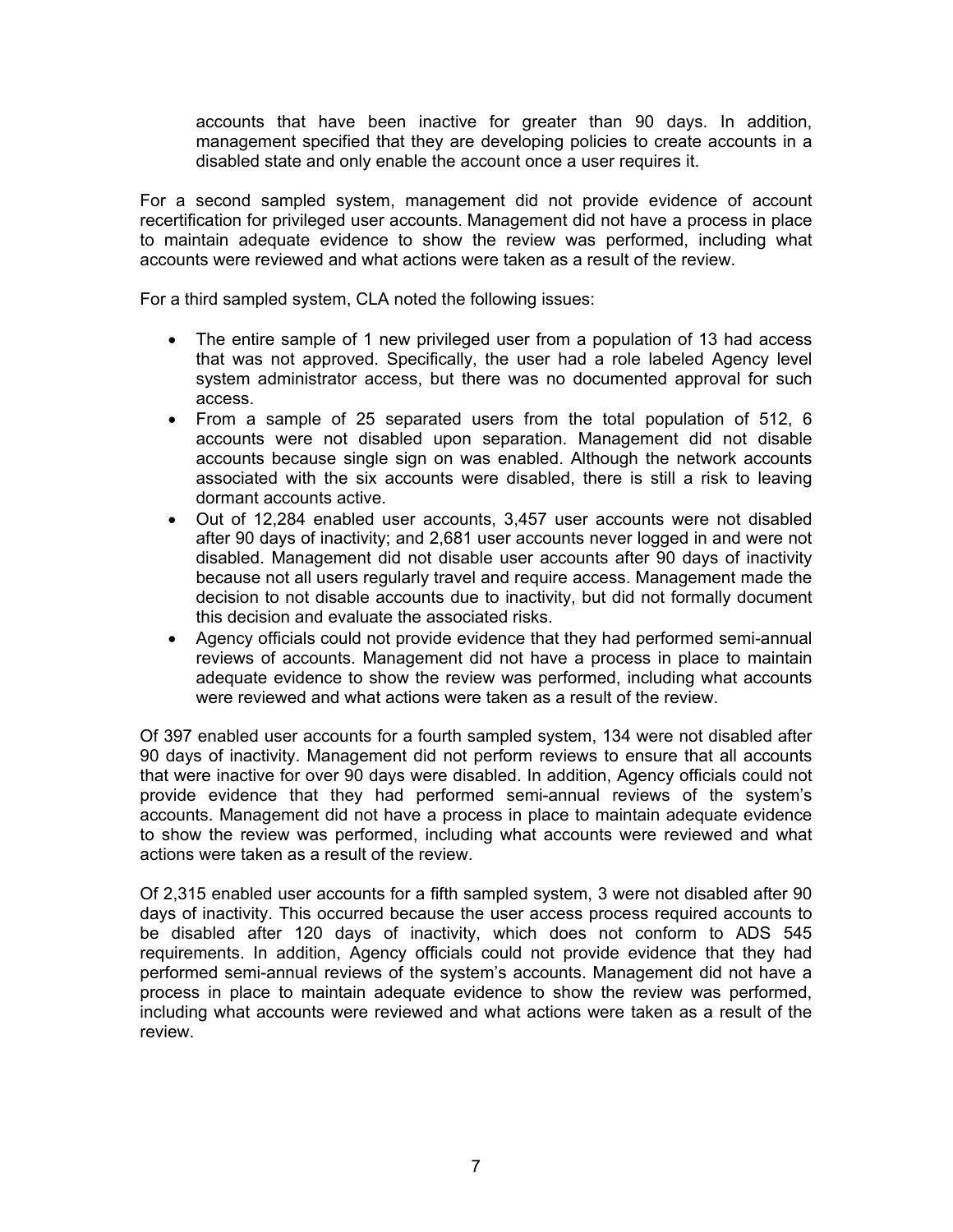accounts that have been inactive for greater than 90 days. In addition, management specified that they are developing policies to create accounts in a disabled state and only enable the account once a user requires it.

For a second sampled system, management did not provide evidence of account recertification for privileged user accounts. Management did not have a process in place to maintain adequate evidence to show the review was performed, including what accounts were reviewed and what actions were taken as a result of the review.

For a third sampled system, CLA noted the following issues:

- The entire sample of 1 new privileged user from a population of 13 had access that was not approved. Specifically, the user had a role labeled Agency level system administrator access, but there was no documented approval for such access.
- From a sample of 25 separated users from the total population of 512, 6 accounts were not disabled upon separation. Management did not disable accounts because single sign on was enabled. Although the network accounts associated with the six accounts were disabled, there is still a risk to leaving dormant accounts active.
- Out of 12,284 enabled user accounts, 3,457 user accounts were not disabled after 90 days of inactivity; and 2,681 user accounts never logged in and were not disabled. Management did not disable user accounts after 90 days of inactivity because not all users regularly travel and require access. Management made the decision to not disable accounts due to inactivity, but did not formally document this decision and evaluate the associated risks.
- Agency officials could not provide evidence that they had performed semi-annual reviews of accounts. Management did not have a process in place to maintain adequate evidence to show the review was performed, including what accounts were reviewed and what actions were taken as a result of the review.

Of 397 enabled user accounts for a fourth sampled system, 134 were not disabled after 90 days of inactivity. Management did not perform reviews to ensure that all accounts that were inactive for over 90 days were disabled. In addition, Agency officials could not provide evidence that they had performed semi-annual reviews of the system's accounts. Management did not have a process in place to maintain adequate evidence to show the review was performed, including what accounts were reviewed and what actions were taken as a result of the review.

Of 2,315 enabled user accounts for a fifth sampled system, 3 were not disabled after 90 days of inactivity. This occurred because the user access process required accounts to be disabled after 120 days of inactivity, which does not conform to ADS 545 requirements. In addition, Agency officials could not provide evidence that they had performed semi-annual reviews of the system's accounts. Management did not have a process in place to maintain adequate evidence to show the review was performed, including what accounts were reviewed and what actions were taken as a result of the review.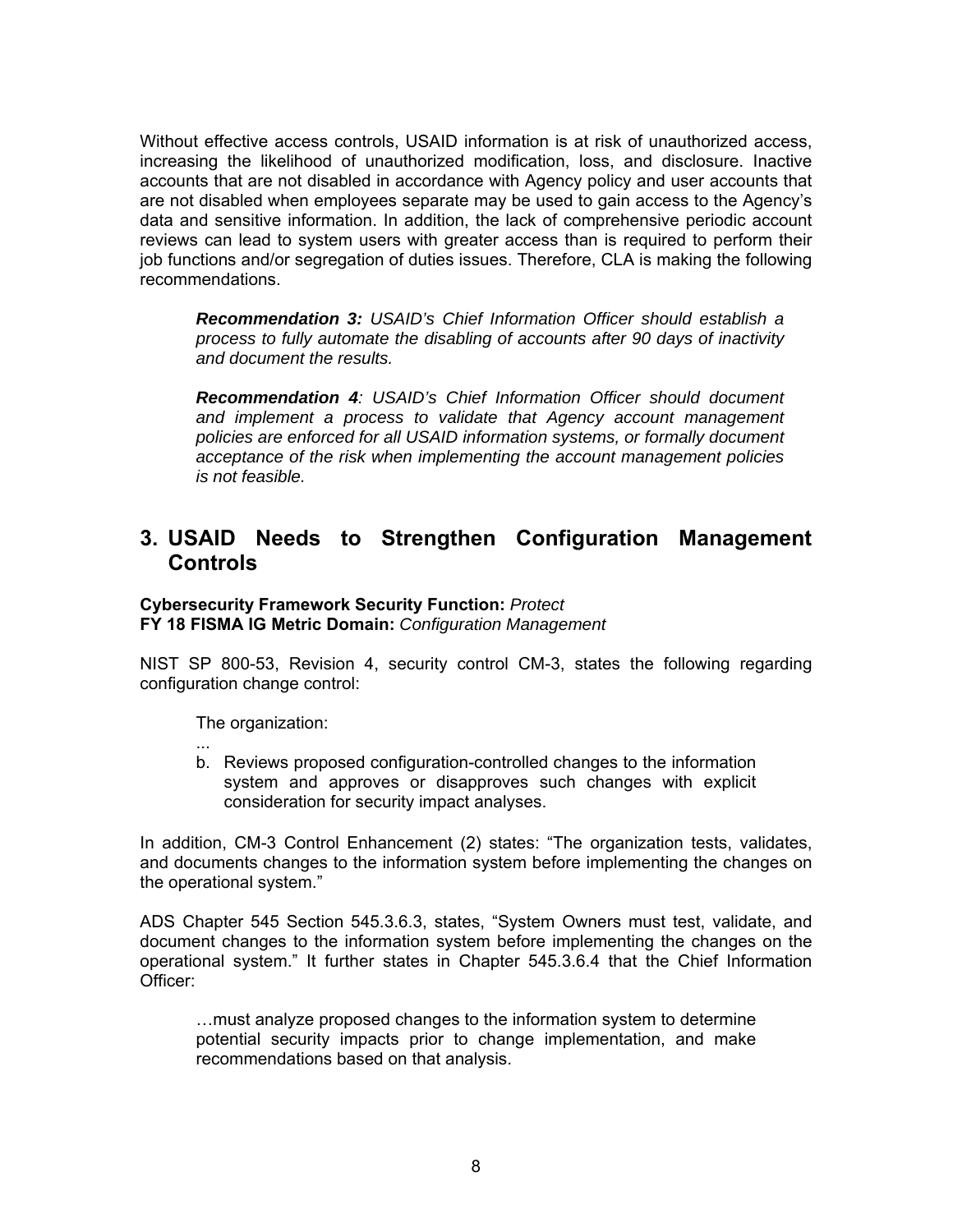Without effective access controls, USAID information is at risk of unauthorized access, increasing the likelihood of unauthorized modification, loss, and disclosure. Inactive accounts that are not disabled in accordance with Agency policy and user accounts that are not disabled when employees separate may be used to gain access to the Agency's data and sensitive information. In addition, the lack of comprehensive periodic account reviews can lead to system users with greater access than is required to perform their job functions and/or segregation of duties issues. Therefore, CLA is making the following recommendations.

> ***Recommendation 3:*** *USAID's Chief Information Officer should establish a process to fully automate the disabling of accounts after 90 days of inactivity and document the results.*
>
> ***Recommendation 4****: USAID's Chief Information Officer should document and implement a process to validate that Agency account management policies are enforced for all USAID information systems, or formally document acceptance of the risk when implementing the account management policies is not feasible.*

## 3. USAID Needs to Strengthen Configuration Management Controls

**Cybersecurity Framework Security Function:** *Protect*
**FY 18 FISMA IG Metric Domain:** *Configuration Management*

NIST SP 800-53, Revision 4, security control CM-3, states the following regarding configuration change control:

> The organization:
>
> ...
>
> b. Reviews proposed configuration-controlled changes to the information system and approves or disapproves such changes with explicit consideration for security impact analyses.

In addition, CM-3 Control Enhancement (2) states: "The organization tests, validates, and documents changes to the information system before implementing the changes on the operational system."

ADS Chapter 545 Section 545.3.6.3, states, "System Owners must test, validate, and document changes to the information system before implementing the changes on the operational system." It further states in Chapter 545.3.6.4 that the Chief Information Officer:

> …must analyze proposed changes to the information system to determine potential security impacts prior to change implementation, and make recommendations based on that analysis.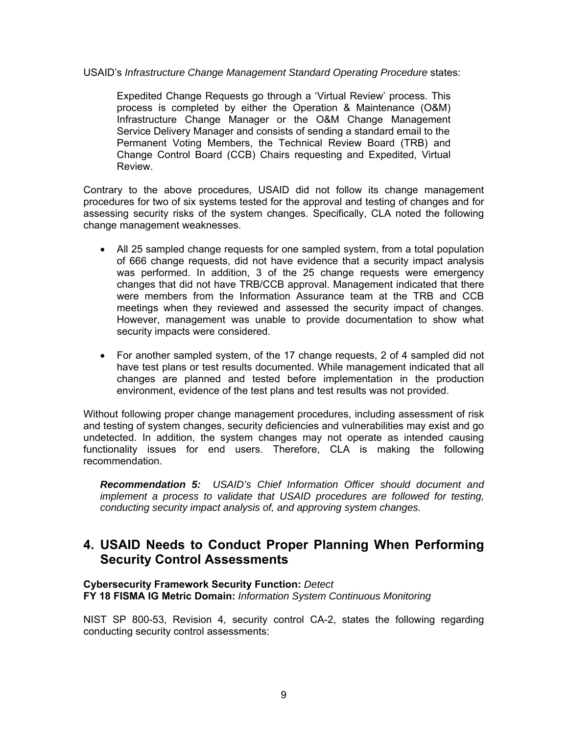USAID's *Infrastructure Change Management Standard Operating Procedure* states:

> Expedited Change Requests go through a 'Virtual Review' process. This process is completed by either the Operation & Maintenance (O&M) Infrastructure Change Manager or the O&M Change Management Service Delivery Manager and consists of sending a standard email to the Permanent Voting Members, the Technical Review Board (TRB) and Change Control Board (CCB) Chairs requesting and Expedited, Virtual Review.

Contrary to the above procedures, USAID did not follow its change management procedures for two of six systems tested for the approval and testing of changes and for assessing security risks of the system changes. Specifically, CLA noted the following change management weaknesses.

- All 25 sampled change requests for one sampled system, from a total population of 666 change requests, did not have evidence that a security impact analysis was performed. In addition, 3 of the 25 change requests were emergency changes that did not have TRB/CCB approval. Management indicated that there were members from the Information Assurance team at the TRB and CCB meetings when they reviewed and assessed the security impact of changes. However, management was unable to provide documentation to show what security impacts were considered.

- For another sampled system, of the 17 change requests, 2 of 4 sampled did not have test plans or test results documented. While management indicated that all changes are planned and tested before implementation in the production environment, evidence of the test plans and test results was not provided.

Without following proper change management procedures, including assessment of risk and testing of system changes, security deficiencies and vulnerabilities may exist and go undetected. In addition, the system changes may not operate as intended causing functionality issues for end users. Therefore, CLA is making the following recommendation.

> ***Recommendation 5:*** *USAID's Chief Information Officer should document and implement a process to validate that USAID procedures are followed for testing, conducting security impact analysis of, and approving system changes.*

## 4. USAID Needs to Conduct Proper Planning When Performing Security Control Assessments

**Cybersecurity Framework Security Function:** *Detect*
**FY 18 FISMA IG Metric Domain:** *Information System Continuous Monitoring*

NIST SP 800-53, Revision 4, security control CA-2, states the following regarding conducting security control assessments: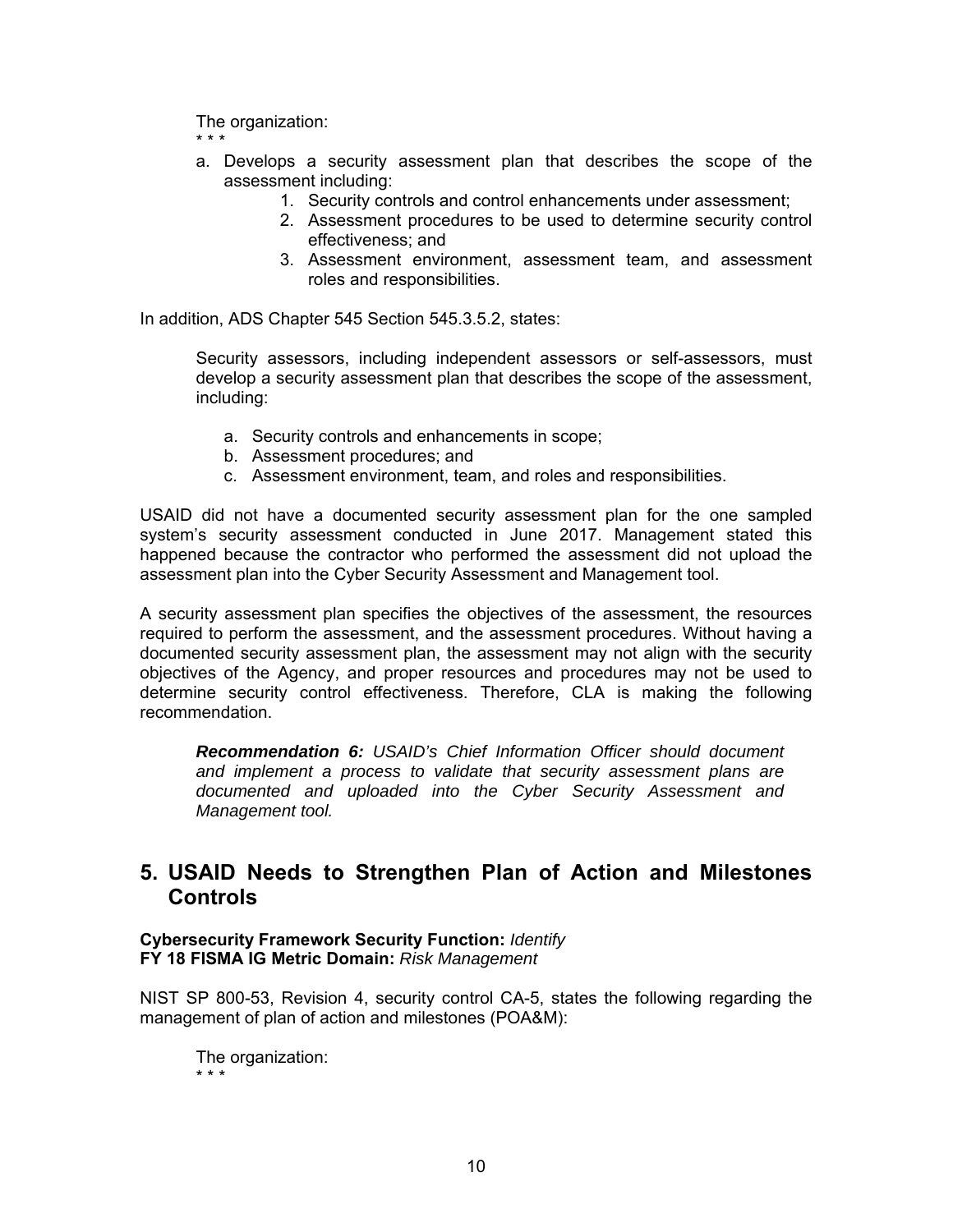> The organization:
>
> \* \* \*
>
> a. Develops a security assessment plan that describes the scope of the assessment including:
>     1. Security controls and control enhancements under assessment;
>     2. Assessment procedures to be used to determine security control effectiveness; and
>     3. Assessment environment, assessment team, and assessment roles and responsibilities.

In addition, ADS Chapter 545 Section 545.3.5.2, states:

> Security assessors, including independent assessors or self-assessors, must develop a security assessment plan that describes the scope of the assessment, including:
>
> a. Security controls and enhancements in scope;
> b. Assessment procedures; and
> c. Assessment environment, team, and roles and responsibilities.

USAID did not have a documented security assessment plan for the one sampled system's security assessment conducted in June 2017. Management stated this happened because the contractor who performed the assessment did not upload the assessment plan into the Cyber Security Assessment and Management tool.

A security assessment plan specifies the objectives of the assessment, the resources required to perform the assessment, and the assessment procedures. Without having a documented security assessment plan, the assessment may not align with the security objectives of the Agency, and proper resources and procedures may not be used to determine security control effectiveness. Therefore, CLA is making the following recommendation.

> ***Recommendation 6:*** *USAID's Chief Information Officer should document and implement a process to validate that security assessment plans are documented and uploaded into the Cyber Security Assessment and Management tool.*

## 5. USAID Needs to Strengthen Plan of Action and Milestones Controls

**Cybersecurity Framework Security Function:** *Identify*
**FY 18 FISMA IG Metric Domain:** *Risk Management*

NIST SP 800-53, Revision 4, security control CA-5, states the following regarding the management of plan of action and milestones (POA&M):

> The organization:
>
> \* \* \*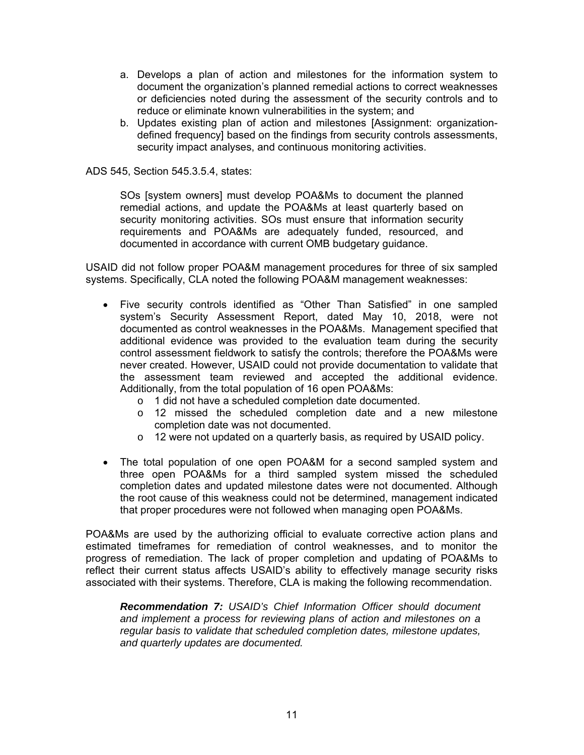a. Develops a plan of action and milestones for the information system to document the organization's planned remedial actions to correct weaknesses or deficiencies noted during the assessment of the security controls and to reduce or eliminate known vulnerabilities in the system; and
b. Updates existing plan of action and milestones [Assignment: organization-defined frequency] based on the findings from security controls assessments, security impact analyses, and continuous monitoring activities.

ADS 545, Section 545.3.5.4, states:

> SOs [system owners] must develop POA&Ms to document the planned remedial actions, and update the POA&Ms at least quarterly based on security monitoring activities. SOs must ensure that information security requirements and POA&Ms are adequately funded, resourced, and documented in accordance with current OMB budgetary guidance.

USAID did not follow proper POA&M management procedures for three of six sampled systems. Specifically, CLA noted the following POA&M management weaknesses:

- Five security controls identified as "Other Than Satisfied" in one sampled system's Security Assessment Report, dated May 10, 2018, were not documented as control weaknesses in the POA&Ms. Management specified that additional evidence was provided to the evaluation team during the security control assessment fieldwork to satisfy the controls; therefore the POA&Ms were never created. However, USAID could not provide documentation to validate that the assessment team reviewed and accepted the additional evidence. Additionally, from the total population of 16 open POA&Ms:
    - 1 did not have a scheduled completion date documented.
    - 12 missed the scheduled completion date and a new milestone completion date was not documented.
    - 12 were not updated on a quarterly basis, as required by USAID policy.

- The total population of one open POA&M for a second sampled system and three open POA&Ms for a third sampled system missed the scheduled completion dates and updated milestone dates were not documented. Although the root cause of this weakness could not be determined, management indicated that proper procedures were not followed when managing open POA&Ms.

POA&Ms are used by the authorizing official to evaluate corrective action plans and estimated timeframes for remediation of control weaknesses, and to monitor the progress of remediation. The lack of proper completion and updating of POA&Ms to reflect their current status affects USAID's ability to effectively manage security risks associated with their systems. Therefore, CLA is making the following recommendation.

> ***Recommendation 7:*** *USAID's Chief Information Officer should document and implement a process for reviewing plans of action and milestones on a regular basis to validate that scheduled completion dates, milestone updates, and quarterly updates are documented.*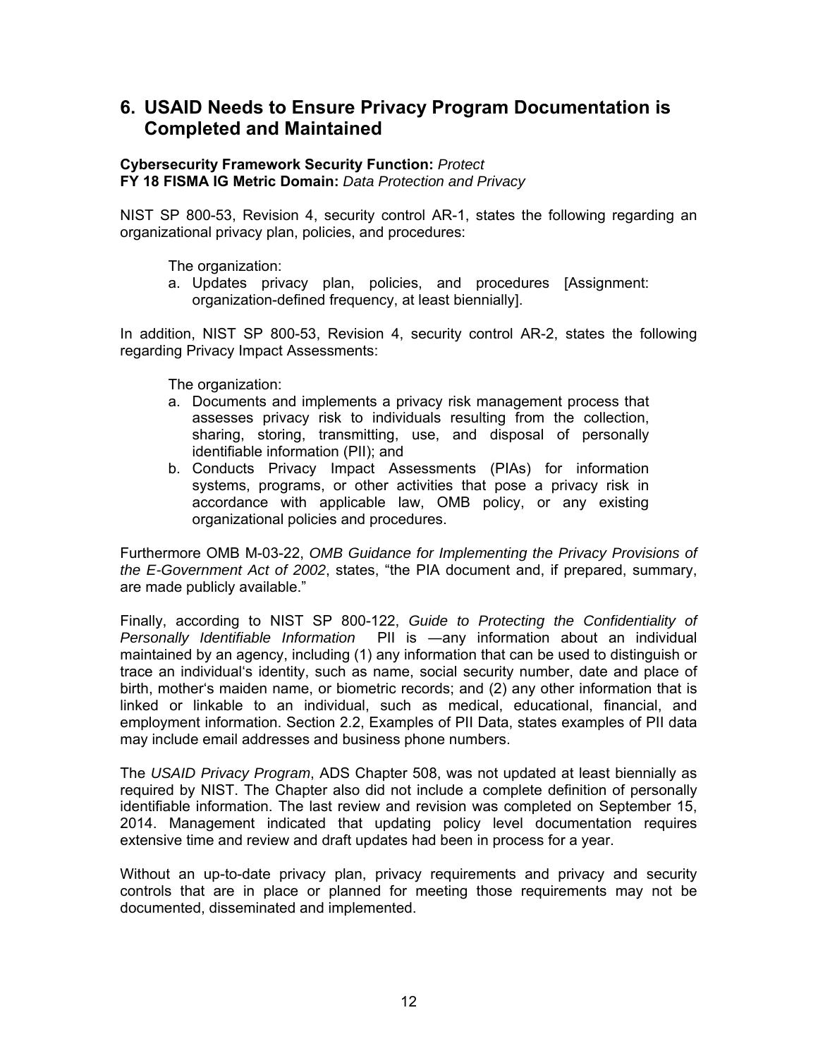## 6. USAID Needs to Ensure Privacy Program Documentation is Completed and Maintained

**Cybersecurity Framework Security Function:** *Protect*
**FY 18 FISMA IG Metric Domain:** *Data Protection and Privacy*

NIST SP 800-53, Revision 4, security control AR-1, states the following regarding an organizational privacy plan, policies, and procedures:

> The organization:
>
> a. Updates privacy plan, policies, and procedures [Assignment: organization-defined frequency, at least biennially].

In addition, NIST SP 800-53, Revision 4, security control AR-2, states the following regarding Privacy Impact Assessments:

> The organization:
>
> a. Documents and implements a privacy risk management process that assesses privacy risk to individuals resulting from the collection, sharing, storing, transmitting, use, and disposal of personally identifiable information (PII); and
> b. Conducts Privacy Impact Assessments (PIAs) for information systems, programs, or other activities that pose a privacy risk in accordance with applicable law, OMB policy, or any existing organizational policies and procedures.

Furthermore OMB M-03-22, *OMB Guidance for Implementing the Privacy Provisions of the E-Government Act of 2002*, states, "the PIA document and, if prepared, summary, are made publicly available."

Finally, according to NIST SP 800-122, *Guide to Protecting the Confidentiality of Personally Identifiable Information* PII is —any information about an individual maintained by an agency, including (1) any information that can be used to distinguish or trace an individual's identity, such as name, social security number, date and place of birth, mother's maiden name, or biometric records; and (2) any other information that is linked or linkable to an individual, such as medical, educational, financial, and employment information. Section 2.2, Examples of PII Data, states examples of PII data may include email addresses and business phone numbers.

The *USAID Privacy Program*, ADS Chapter 508, was not updated at least biennially as required by NIST. The Chapter also did not include a complete definition of personally identifiable information. The last review and revision was completed on September 15, 2014. Management indicated that updating policy level documentation requires extensive time and review and draft updates had been in process for a year.

Without an up-to-date privacy plan, privacy requirements and privacy and security controls that are in place or planned for meeting those requirements may not be documented, disseminated and implemented.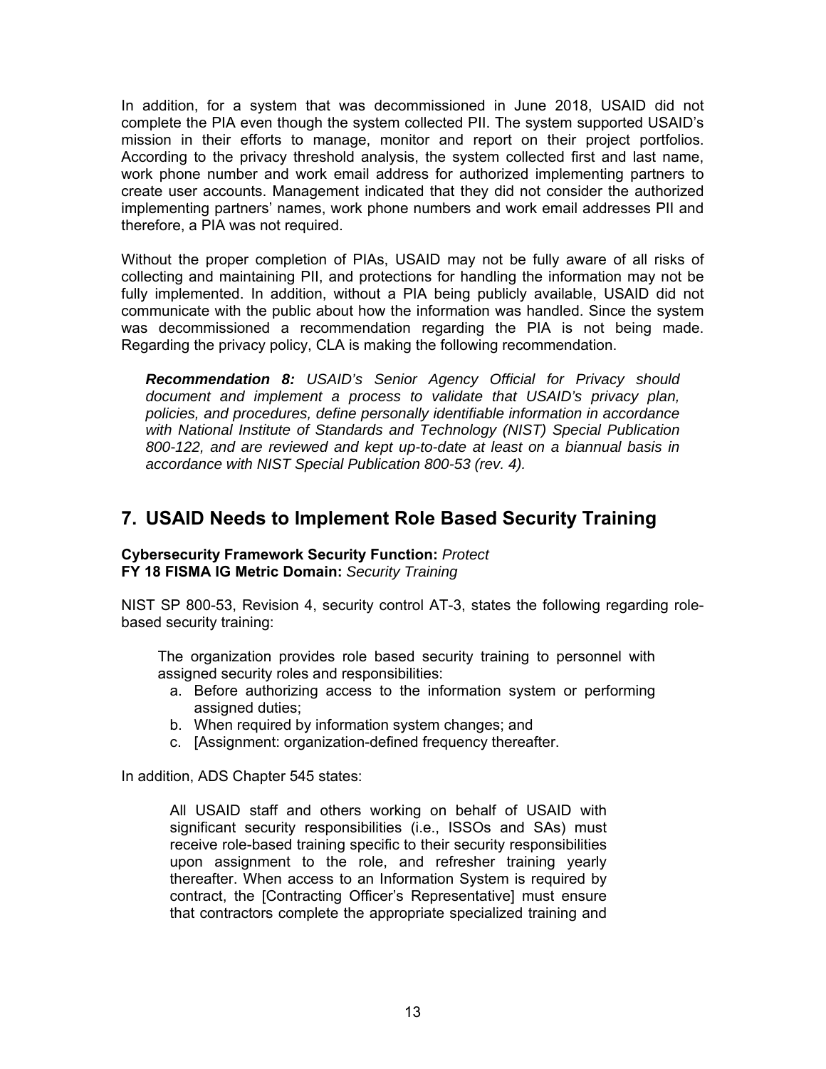In addition, for a system that was decommissioned in June 2018, USAID did not complete the PIA even though the system collected PII. The system supported USAID's mission in their efforts to manage, monitor and report on their project portfolios. According to the privacy threshold analysis, the system collected first and last name, work phone number and work email address for authorized implementing partners to create user accounts. Management indicated that they did not consider the authorized implementing partners' names, work phone numbers and work email addresses PII and therefore, a PIA was not required.

Without the proper completion of PIAs, USAID may not be fully aware of all risks of collecting and maintaining PII, and protections for handling the information may not be fully implemented. In addition, without a PIA being publicly available, USAID did not communicate with the public about how the information was handled. Since the system was decommissioned a recommendation regarding the PIA is not being made. Regarding the privacy policy, CLA is making the following recommendation.

> ***Recommendation 8:*** *USAID's Senior Agency Official for Privacy should document and implement a process to validate that USAID's privacy plan, policies, and procedures, define personally identifiable information in accordance with National Institute of Standards and Technology (NIST) Special Publication 800-122, and are reviewed and kept up-to-date at least on a biannual basis in accordance with NIST Special Publication 800-53 (rev. 4).*

## 7. USAID Needs to Implement Role Based Security Training

**Cybersecurity Framework Security Function:** *Protect*
**FY 18 FISMA IG Metric Domain:** *Security Training*

NIST SP 800-53, Revision 4, security control AT-3, states the following regarding role-based security training:

> The organization provides role based security training to personnel with assigned security roles and responsibilities:
>
> a. Before authorizing access to the information system or performing assigned duties;
> b. When required by information system changes; and
> c. [Assignment: organization-defined frequency thereafter.

In addition, ADS Chapter 545 states:

> All USAID staff and others working on behalf of USAID with significant security responsibilities (i.e., ISSOs and SAs) must receive role-based training specific to their security responsibilities upon assignment to the role, and refresher training yearly thereafter. When access to an Information System is required by contract, the [Contracting Officer's Representative] must ensure that contractors complete the appropriate specialized training and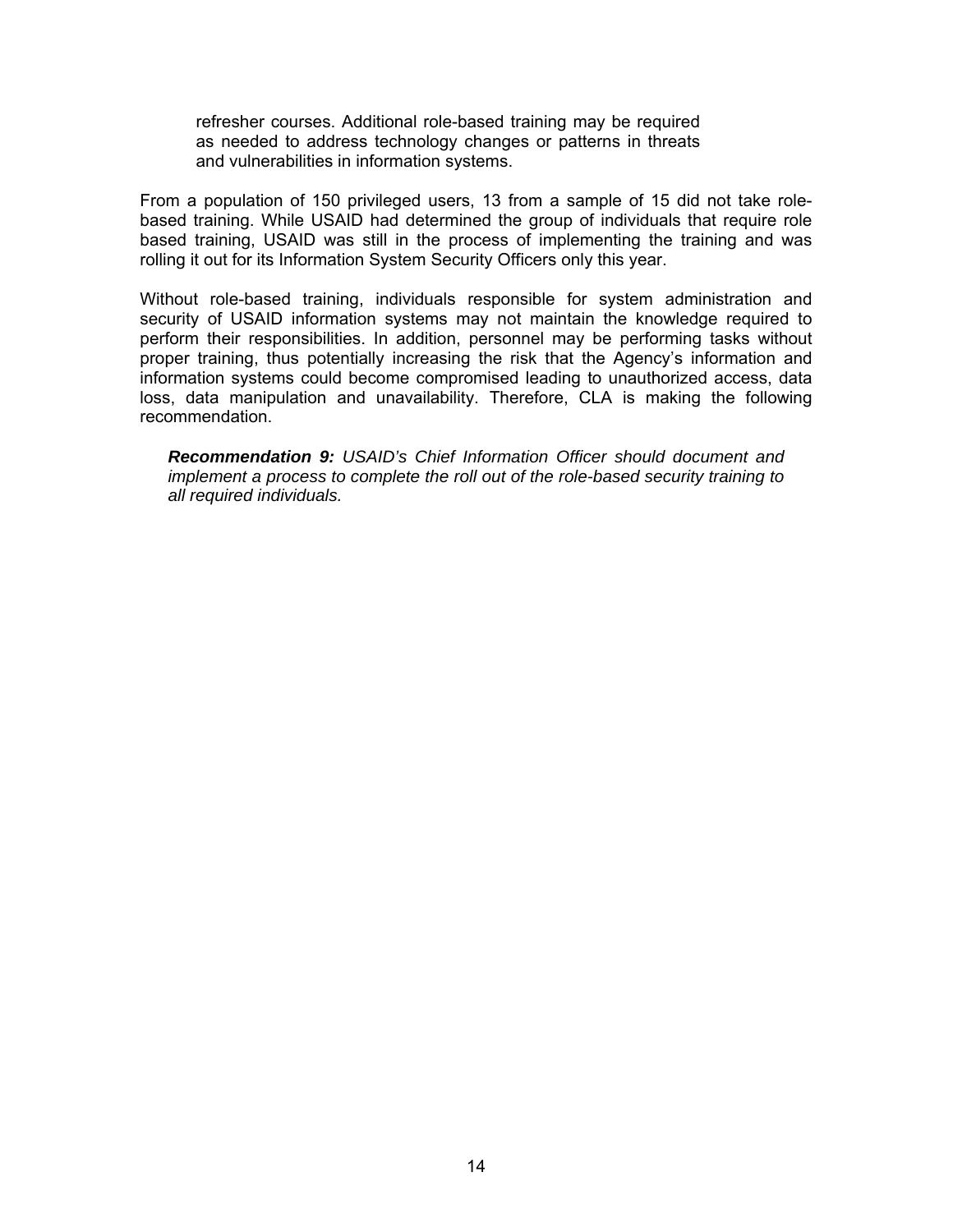> refresher courses. Additional role-based training may be required as needed to address technology changes or patterns in threats and vulnerabilities in information systems.

From a population of 150 privileged users, 13 from a sample of 15 did not take role-based training. While USAID had determined the group of individuals that require role based training, USAID was still in the process of implementing the training and was rolling it out for its Information System Security Officers only this year.

Without role-based training, individuals responsible for system administration and security of USAID information systems may not maintain the knowledge required to perform their responsibilities. In addition, personnel may be performing tasks without proper training, thus potentially increasing the risk that the Agency's information and information systems could become compromised leading to unauthorized access, data loss, data manipulation and unavailability. Therefore, CLA is making the following recommendation.

***Recommendation 9:*** *USAID's Chief Information Officer should document and implement a process to complete the roll out of the role-based security training to all required individuals.*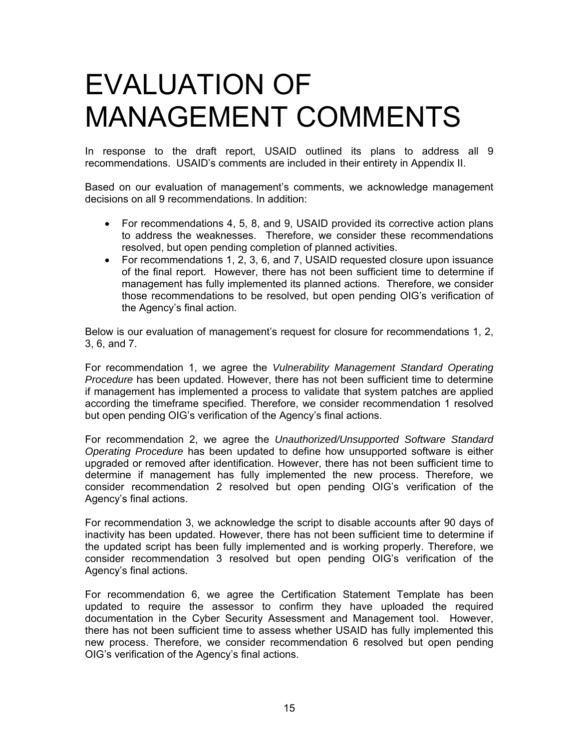# EVALUATION OF MANAGEMENT COMMENTS

In response to the draft report, USAID outlined its plans to address all 9 recommendations. USAID's comments are included in their entirety in Appendix II.

Based on our evaluation of management's comments, we acknowledge management decisions on all 9 recommendations. In addition:

- For recommendations 4, 5, 8, and 9, USAID provided its corrective action plans to address the weaknesses. Therefore, we consider these recommendations resolved, but open pending completion of planned activities.
- For recommendations 1, 2, 3, 6, and 7, USAID requested closure upon issuance of the final report. However, there has not been sufficient time to determine if management has fully implemented its planned actions. Therefore, we consider those recommendations to be resolved, but open pending OIG's verification of the Agency's final action.

Below is our evaluation of management's request for closure for recommendations 1, 2, 3, 6, and 7.

For recommendation 1, we agree the *Vulnerability Management Standard Operating Procedure* has been updated. However, there has not been sufficient time to determine if management has implemented a process to validate that system patches are applied according the timeframe specified. Therefore, we consider recommendation 1 resolved but open pending OIG's verification of the Agency's final actions.

For recommendation 2, we agree the *Unauthorized/Unsupported Software Standard Operating Procedure* has been updated to define how unsupported software is either upgraded or removed after identification. However, there has not been sufficient time to determine if management has fully implemented the new process. Therefore, we consider recommendation 2 resolved but open pending OIG's verification of the Agency's final actions.

For recommendation 3, we acknowledge the script to disable accounts after 90 days of inactivity has been updated. However, there has not been sufficient time to determine if the updated script has been fully implemented and is working properly. Therefore, we consider recommendation 3 resolved but open pending OIG's verification of the Agency's final actions.

For recommendation 6, we agree the Certification Statement Template has been updated to require the assessor to confirm they have uploaded the required documentation in the Cyber Security Assessment and Management tool. However, there has not been sufficient time to assess whether USAID has fully implemented this new process. Therefore, we consider recommendation 6 resolved but open pending OIG's verification of the Agency's final actions.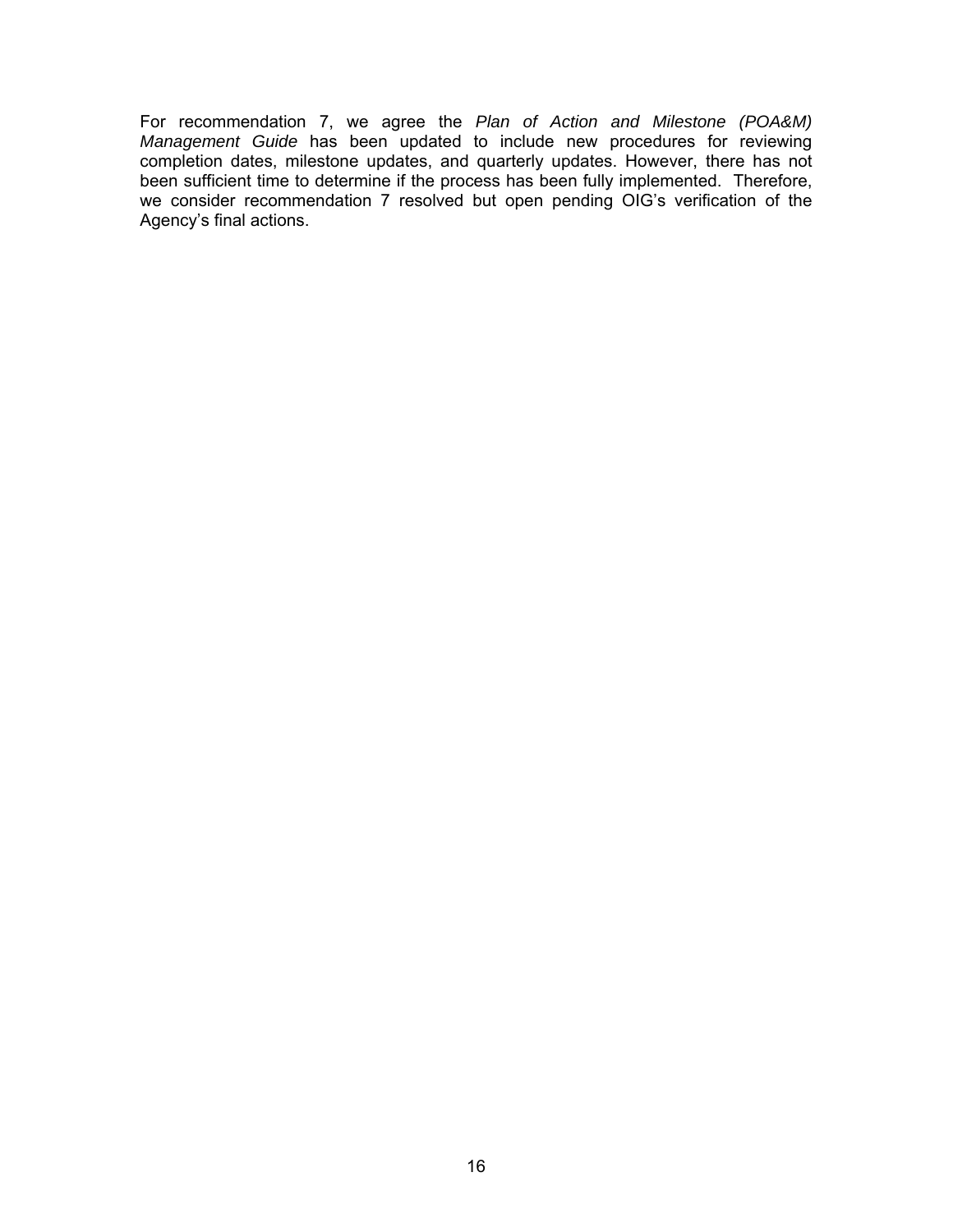For recommendation 7, we agree the *Plan of Action and Milestone (POA&M) Management Guide* has been updated to include new procedures for reviewing completion dates, milestone updates, and quarterly updates. However, there has not been sufficient time to determine if the process has been fully implemented. Therefore, we consider recommendation 7 resolved but open pending OIG's verification of the Agency's final actions.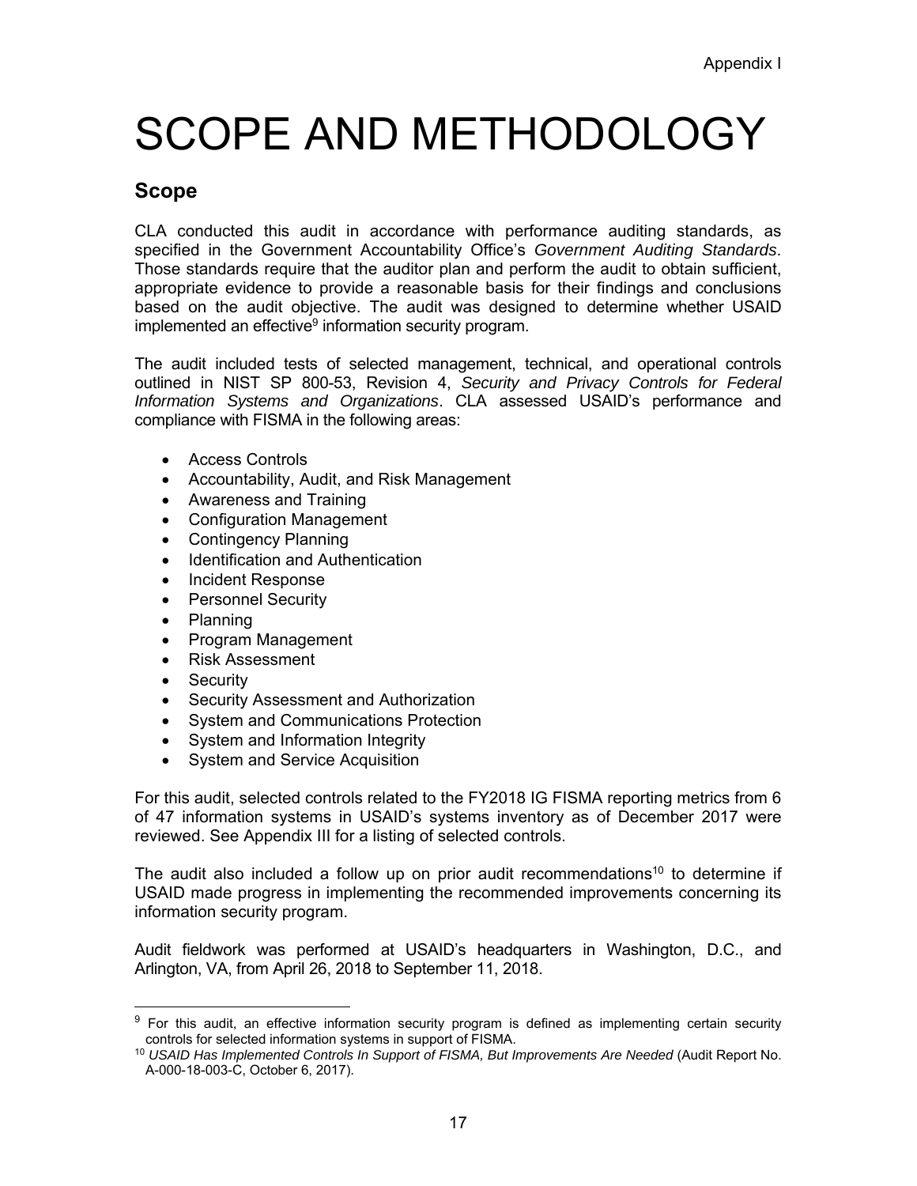Appendix I

# SCOPE AND METHODOLOGY

## Scope

CLA conducted this audit in accordance with performance auditing standards, as specified in the Government Accountability Office's *Government Auditing Standards*. Those standards require that the auditor plan and perform the audit to obtain sufficient, appropriate evidence to provide a reasonable basis for their findings and conclusions based on the audit objective. The audit was designed to determine whether USAID implemented an effective[9] information security program.

The audit included tests of selected management, technical, and operational controls outlined in NIST SP 800-53, Revision 4, *Security and Privacy Controls for Federal Information Systems and Organizations*. CLA assessed USAID's performance and compliance with FISMA in the following areas:

- Access Controls
- Accountability, Audit, and Risk Management
- Awareness and Training
- Configuration Management
- Contingency Planning
- Identification and Authentication
- Incident Response
- Personnel Security
- Planning
- Program Management
- Risk Assessment
- Security
- Security Assessment and Authorization
- System and Communications Protection
- System and Information Integrity
- System and Service Acquisition

For this audit, selected controls related to the FY2018 IG FISMA reporting metrics from 6 of 47 information systems in USAID's systems inventory as of December 2017 were reviewed. See Appendix III for a listing of selected controls.

The audit also included a follow up on prior audit recommendations[10] to determine if USAID made progress in implementing the recommended improvements concerning its information security program.

Audit fieldwork was performed at USAID's headquarters in Washington, D.C., and Arlington, VA, from April 26, 2018 to September 11, 2018.

---

[9] For this audit, an effective information security program is defined as implementing certain security controls for selected information systems in support of FISMA.

[10] *USAID Has Implemented Controls In Support of FISMA, But Improvements Are Needed* (Audit Report No. A-000-18-003-C, October 6, 2017).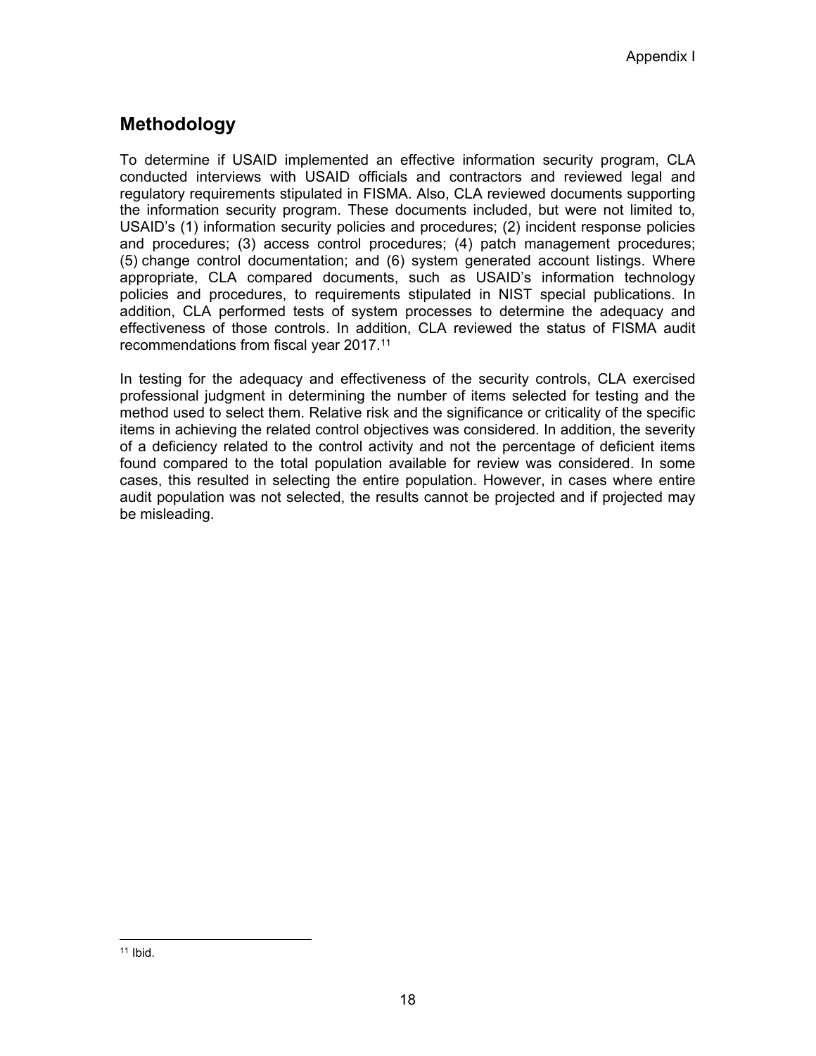## Methodology

To determine if USAID implemented an effective information security program, CLA conducted interviews with USAID officials and contractors and reviewed legal and regulatory requirements stipulated in FISMA. Also, CLA reviewed documents supporting the information security program. These documents included, but were not limited to, USAID's (1) information security policies and procedures; (2) incident response policies and procedures; (3) access control procedures; (4) patch management procedures; (5) change control documentation; and (6) system generated account listings. Where appropriate, CLA compared documents, such as USAID's information technology policies and procedures, to requirements stipulated in NIST special publications. In addition, CLA performed tests of system processes to determine the adequacy and effectiveness of those controls. In addition, CLA reviewed the status of FISMA audit recommendations from fiscal year 2017.[11]

In testing for the adequacy and effectiveness of the security controls, CLA exercised professional judgment in determining the number of items selected for testing and the method used to select them. Relative risk and the significance or criticality of the specific items in achieving the related control objectives was considered. In addition, the severity of a deficiency related to the control activity and not the percentage of deficient items found compared to the total population available for review was considered. In some cases, this resulted in selecting the entire population. However, in cases where entire audit population was not selected, the results cannot be projected and if projected may be misleading.

[11] Ibid.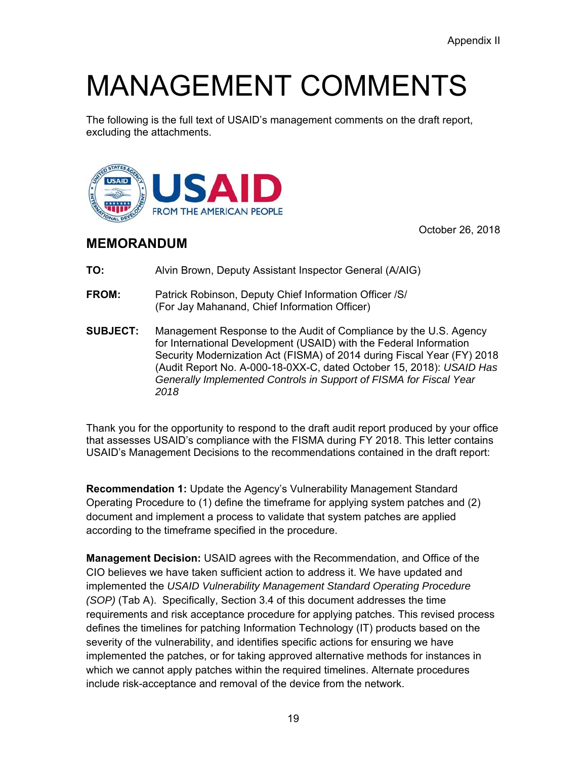Appendix II

# MANAGEMENT COMMENTS

The following is the full text of USAID's management comments on the draft report, excluding the attachments.

USAID FROM THE AMERICAN PEOPLE

October 26, 2018

## MEMORANDUM

**TO:** Alvin Brown, Deputy Assistant Inspector General (A/AIG)

**FROM:** Patrick Robinson, Deputy Chief Information Officer /S/ (For Jay Mahanand, Chief Information Officer)

**SUBJECT:** Management Response to the Audit of Compliance by the U.S. Agency for International Development (USAID) with the Federal Information Security Modernization Act (FISMA) of 2014 during Fiscal Year (FY) 2018 (Audit Report No. A-000-18-0XX-C, dated October 15, 2018): *USAID Has Generally Implemented Controls in Support of FISMA for Fiscal Year 2018*

Thank you for the opportunity to respond to the draft audit report produced by your office that assesses USAID's compliance with the FISMA during FY 2018. This letter contains USAID's Management Decisions to the recommendations contained in the draft report:

**Recommendation 1:** Update the Agency's Vulnerability Management Standard Operating Procedure to (1) define the timeframe for applying system patches and (2) document and implement a process to validate that system patches are applied according to the timeframe specified in the procedure.

**Management Decision:** USAID agrees with the Recommendation, and Office of the CIO believes we have taken sufficient action to address it. We have updated and implemented the *USAID Vulnerability Management Standard Operating Procedure (SOP)* (Tab A). Specifically, Section 3.4 of this document addresses the time requirements and risk acceptance procedure for applying patches. This revised process defines the timelines for patching Information Technology (IT) products based on the severity of the vulnerability, and identifies specific actions for ensuring we have implemented the patches, or for taking approved alternative methods for instances in which we cannot apply patches within the required timelines. Alternate procedures include risk-acceptance and removal of the device from the network.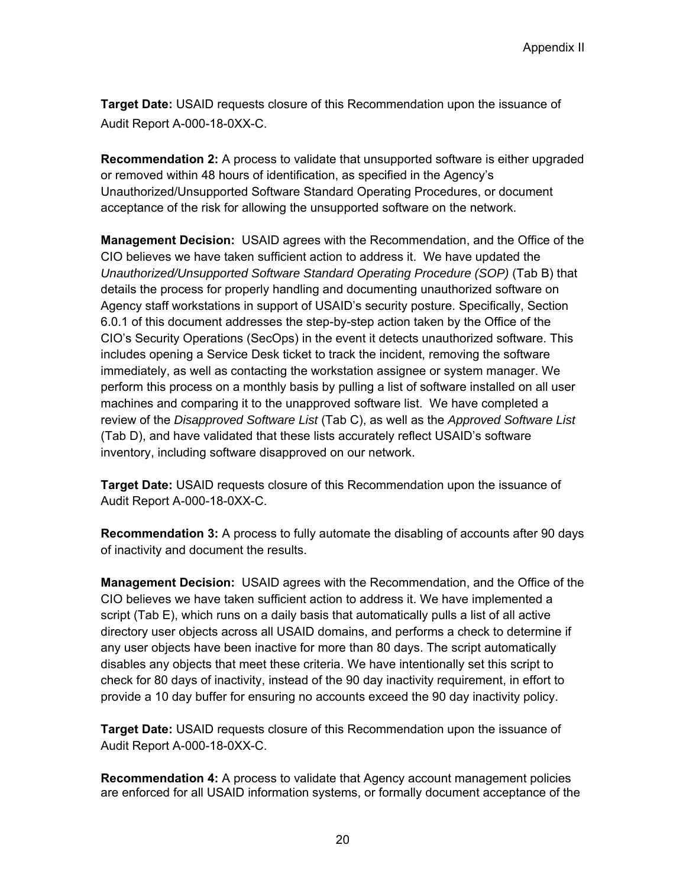**Target Date:** USAID requests closure of this Recommendation upon the issuance of Audit Report A-000-18-0XX-C.

**Recommendation 2:** A process to validate that unsupported software is either upgraded or removed within 48 hours of identification, as specified in the Agency's Unauthorized/Unsupported Software Standard Operating Procedures, or document acceptance of the risk for allowing the unsupported software on the network.

**Management Decision:** USAID agrees with the Recommendation, and the Office of the CIO believes we have taken sufficient action to address it. We have updated the *Unauthorized/Unsupported Software Standard Operating Procedure (SOP)* (Tab B) that details the process for properly handling and documenting unauthorized software on Agency staff workstations in support of USAID's security posture. Specifically, Section 6.0.1 of this document addresses the step-by-step action taken by the Office of the CIO's Security Operations (SecOps) in the event it detects unauthorized software. This includes opening a Service Desk ticket to track the incident, removing the software immediately, as well as contacting the workstation assignee or system manager. We perform this process on a monthly basis by pulling a list of software installed on all user machines and comparing it to the unapproved software list. We have completed a review of the *Disapproved Software List* (Tab C), as well as the *Approved Software List* (Tab D), and have validated that these lists accurately reflect USAID's software inventory, including software disapproved on our network.

**Target Date:** USAID requests closure of this Recommendation upon the issuance of Audit Report A-000-18-0XX-C.

**Recommendation 3:** A process to fully automate the disabling of accounts after 90 days of inactivity and document the results.

**Management Decision:** USAID agrees with the Recommendation, and the Office of the CIO believes we have taken sufficient action to address it. We have implemented a script (Tab E), which runs on a daily basis that automatically pulls a list of all active directory user objects across all USAID domains, and performs a check to determine if any user objects have been inactive for more than 80 days. The script automatically disables any objects that meet these criteria. We have intentionally set this script to check for 80 days of inactivity, instead of the 90 day inactivity requirement, in effort to provide a 10 day buffer for ensuring no accounts exceed the 90 day inactivity policy.

**Target Date:** USAID requests closure of this Recommendation upon the issuance of Audit Report A-000-18-0XX-C.

**Recommendation 4:** A process to validate that Agency account management policies are enforced for all USAID information systems, or formally document acceptance of the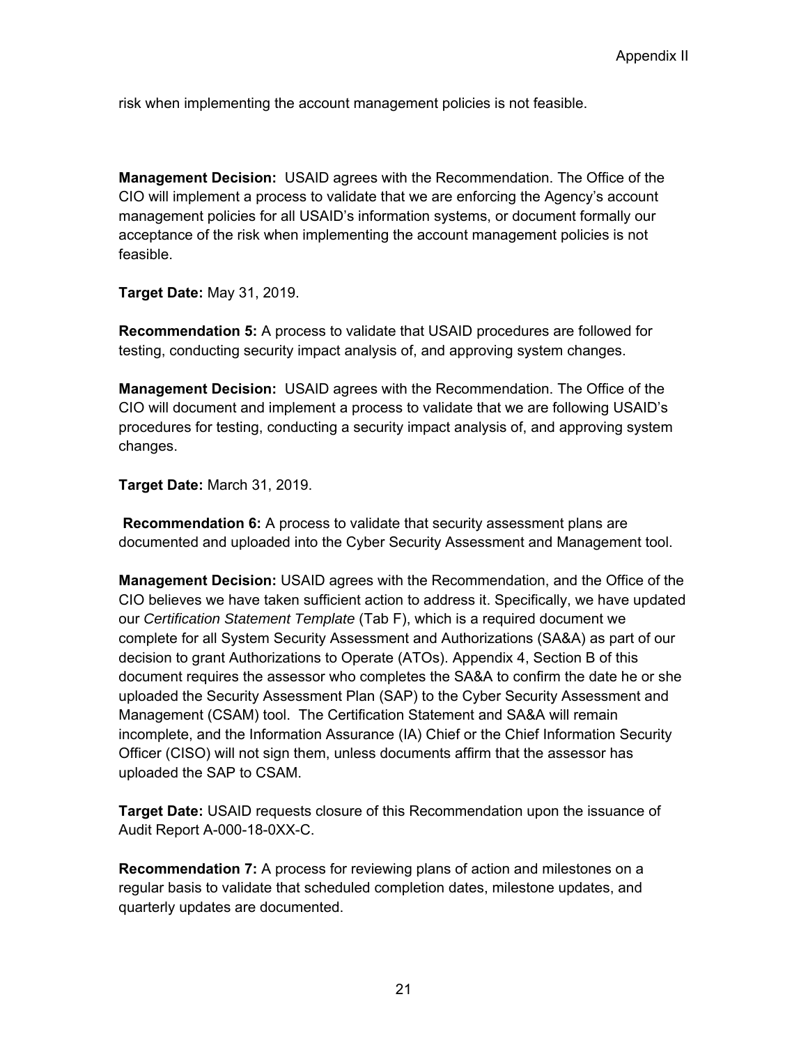risk when implementing the account management policies is not feasible.

**Management Decision:** USAID agrees with the Recommendation. The Office of the CIO will implement a process to validate that we are enforcing the Agency's account management policies for all USAID's information systems, or document formally our acceptance of the risk when implementing the account management policies is not feasible.

**Target Date:** May 31, 2019.

**Recommendation 5:** A process to validate that USAID procedures are followed for testing, conducting security impact analysis of, and approving system changes.

**Management Decision:** USAID agrees with the Recommendation. The Office of the CIO will document and implement a process to validate that we are following USAID's procedures for testing, conducting a security impact analysis of, and approving system changes.

**Target Date:** March 31, 2019.

**Recommendation 6:** A process to validate that security assessment plans are documented and uploaded into the Cyber Security Assessment and Management tool.

**Management Decision:** USAID agrees with the Recommendation, and the Office of the CIO believes we have taken sufficient action to address it. Specifically, we have updated our *Certification Statement Template* (Tab F), which is a required document we complete for all System Security Assessment and Authorizations (SA&A) as part of our decision to grant Authorizations to Operate (ATOs). Appendix 4, Section B of this document requires the assessor who completes the SA&A to confirm the date he or she uploaded the Security Assessment Plan (SAP) to the Cyber Security Assessment and Management (CSAM) tool. The Certification Statement and SA&A will remain incomplete, and the Information Assurance (IA) Chief or the Chief Information Security Officer (CISO) will not sign them, unless documents affirm that the assessor has uploaded the SAP to CSAM.

**Target Date:** USAID requests closure of this Recommendation upon the issuance of Audit Report A-000-18-0XX-C.

**Recommendation 7:** A process for reviewing plans of action and milestones on a regular basis to validate that scheduled completion dates, milestone updates, and quarterly updates are documented.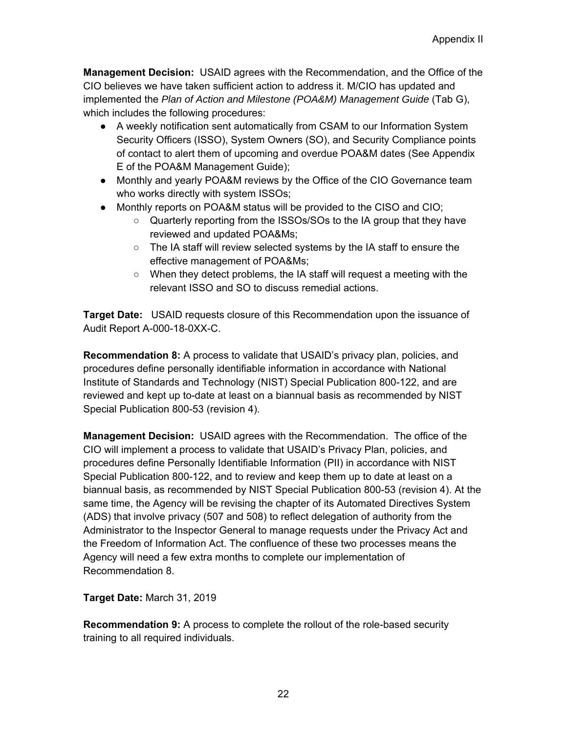**Management Decision:** USAID agrees with the Recommendation, and the Office of the CIO believes we have taken sufficient action to address it. M/CIO has updated and implemented the *Plan of Action and Milestone (POA&M) Management Guide* (Tab G), which includes the following procedures:

- A weekly notification sent automatically from CSAM to our Information System Security Officers (ISSO), System Owners (SO), and Security Compliance points of contact to alert them of upcoming and overdue POA&M dates (See Appendix E of the POA&M Management Guide);
- Monthly and yearly POA&M reviews by the Office of the CIO Governance team who works directly with system ISSOs;
- Monthly reports on POA&M status will be provided to the CISO and CIO;
    - Quarterly reporting from the ISSOs/SOs to the IA group that they have reviewed and updated POA&Ms;
    - The IA staff will review selected systems by the IA staff to ensure the effective management of POA&Ms;
    - When they detect problems, the IA staff will request a meeting with the relevant ISSO and SO to discuss remedial actions.

**Target Date:** USAID requests closure of this Recommendation upon the issuance of Audit Report A-000-18-0XX-C.

**Recommendation 8:** A process to validate that USAID's privacy plan, policies, and procedures define personally identifiable information in accordance with National Institute of Standards and Technology (NIST) Special Publication 800-122, and are reviewed and kept up to-date at least on a biannual basis as recommended by NIST Special Publication 800-53 (revision 4).

**Management Decision:** USAID agrees with the Recommendation. The office of the CIO will implement a process to validate that USAID's Privacy Plan, policies, and procedures define Personally Identifiable Information (PII) in accordance with NIST Special Publication 800-122, and to review and keep them up to date at least on a biannual basis, as recommended by NIST Special Publication 800-53 (revision 4). At the same time, the Agency will be revising the chapter of its Automated Directives System (ADS) that involve privacy (507 and 508) to reflect delegation of authority from the Administrator to the Inspector General to manage requests under the Privacy Act and the Freedom of Information Act. The confluence of these two processes means the Agency will need a few extra months to complete our implementation of Recommendation 8.

**Target Date:** March 31, 2019

**Recommendation 9:** A process to complete the rollout of the role-based security training to all required individuals.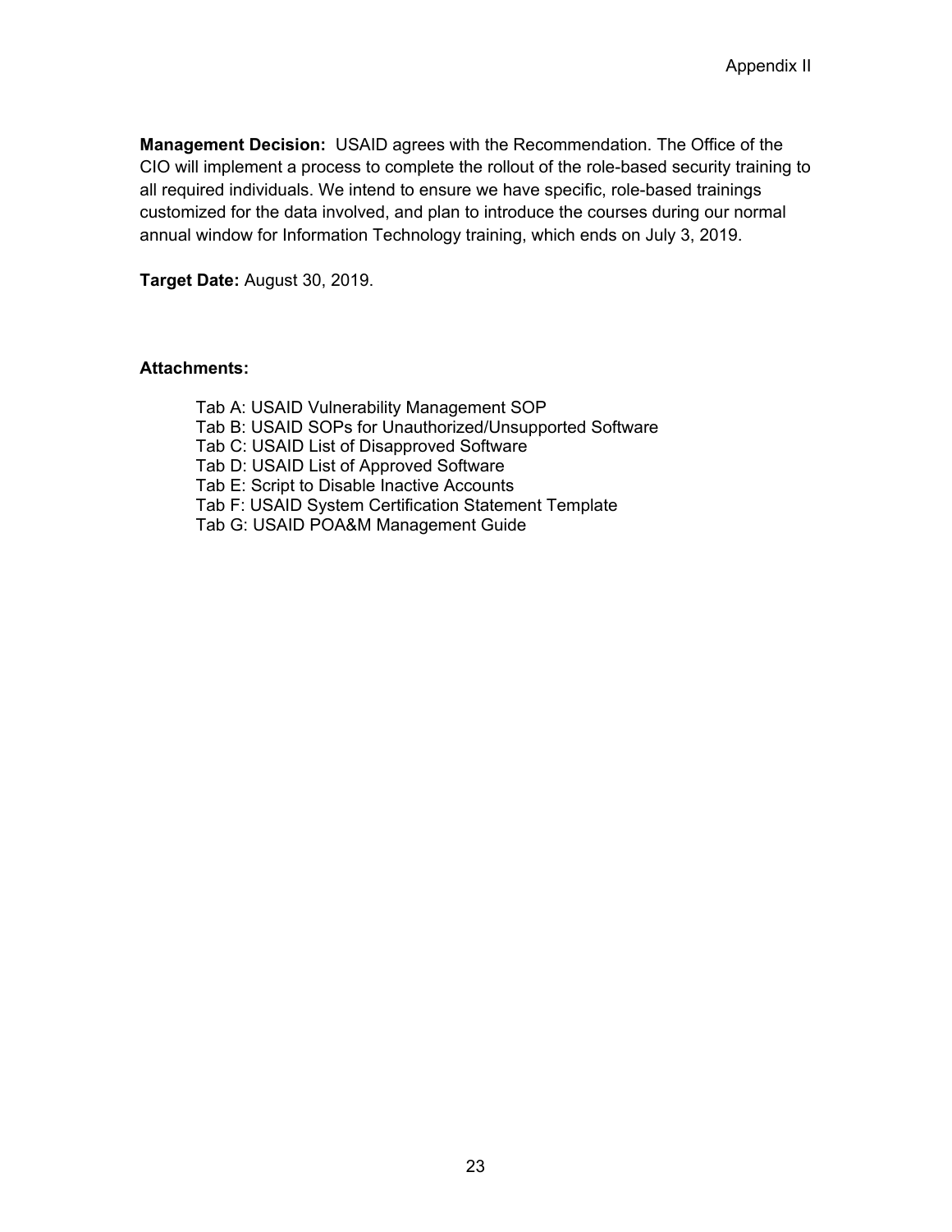**Management Decision:** USAID agrees with the Recommendation. The Office of the CIO will implement a process to complete the rollout of the role-based security training to all required individuals. We intend to ensure we have specific, role-based trainings customized for the data involved, and plan to introduce the courses during our normal annual window for Information Technology training, which ends on July 3, 2019.

**Target Date:** August 30, 2019.

**Attachments:**

Tab A: USAID Vulnerability Management SOP
Tab B: USAID SOPs for Unauthorized/Unsupported Software
Tab C: USAID List of Disapproved Software
Tab D: USAID List of Approved Software
Tab E: Script to Disable Inactive Accounts
Tab F: USAID System Certification Statement Template
Tab G: USAID POA&M Management Guide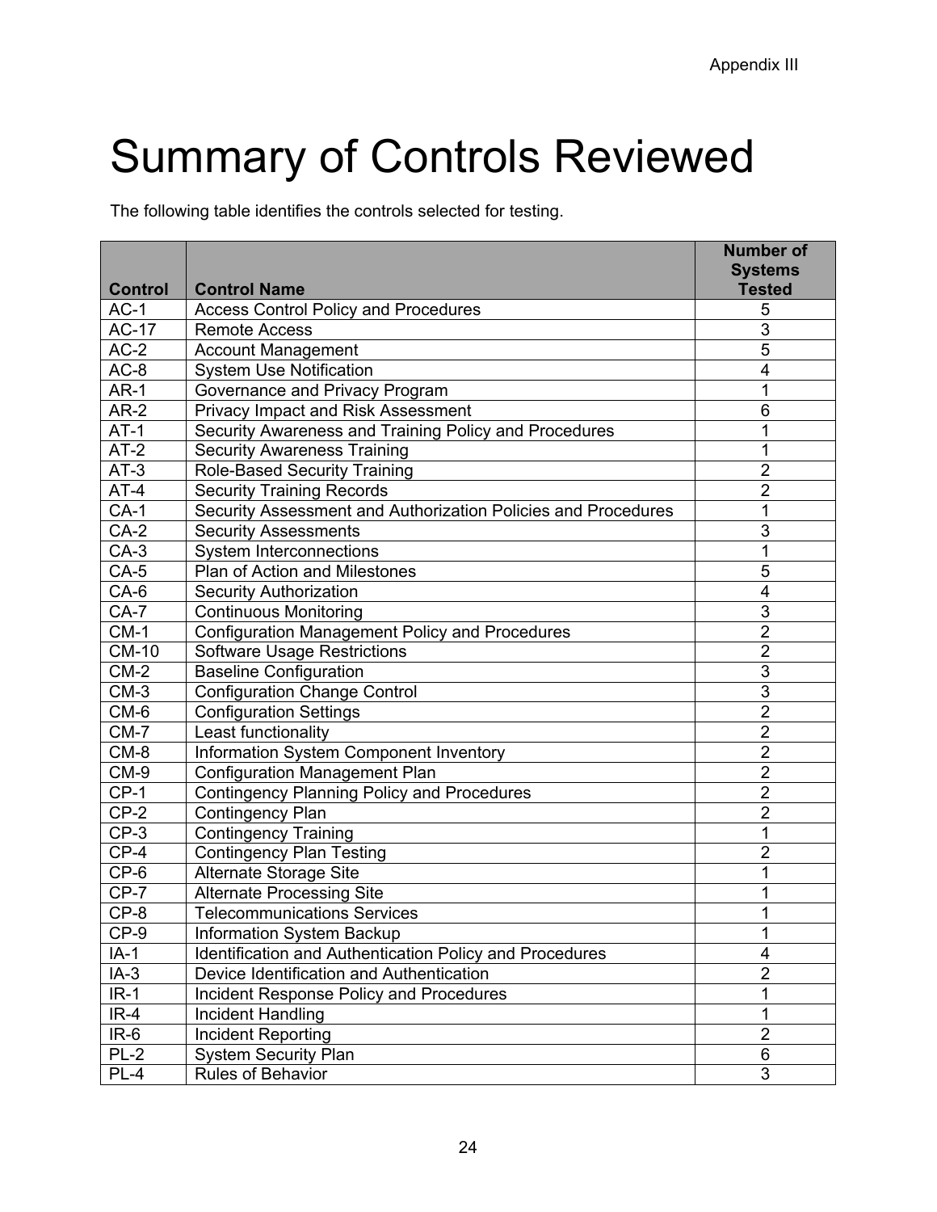Appendix III

# Summary of Controls Reviewed

The following table identifies the controls selected for testing.

| Control | Control Name | Number of Systems Tested |
|---|---|---|
| AC-1 | Access Control Policy and Procedures | 5 |
| AC-17 | Remote Access | 3 |
| AC-2 | Account Management | 5 |
| AC-8 | System Use Notification | 4 |
| AR-1 | Governance and Privacy Program | 1 |
| AR-2 | Privacy Impact and Risk Assessment | 6 |
| AT-1 | Security Awareness and Training Policy and Procedures | 1 |
| AT-2 | Security Awareness Training | 1 |
| AT-3 | Role-Based Security Training | 2 |
| AT-4 | Security Training Records | 2 |
| CA-1 | Security Assessment and Authorization Policies and Procedures | 1 |
| CA-2 | Security Assessments | 3 |
| CA-3 | System Interconnections | 1 |
| CA-5 | Plan of Action and Milestones | 5 |
| CA-6 | Security Authorization | 4 |
| CA-7 | Continuous Monitoring | 3 |
| CM-1 | Configuration Management Policy and Procedures | 2 |
| CM-10 | Software Usage Restrictions | 2 |
| CM-2 | Baseline Configuration | 3 |
| CM-3 | Configuration Change Control | 3 |
| CM-6 | Configuration Settings | 2 |
| CM-7 | Least functionality | 2 |
| CM-8 | Information System Component Inventory | 2 |
| CM-9 | Configuration Management Plan | 2 |
| CP-1 | Contingency Planning Policy and Procedures | 2 |
| CP-2 | Contingency Plan | 2 |
| CP-3 | Contingency Training | 1 |
| CP-4 | Contingency Plan Testing | 2 |
| CP-6 | Alternate Storage Site | 1 |
| CP-7 | Alternate Processing Site | 1 |
| CP-8 | Telecommunications Services | 1 |
| CP-9 | Information System Backup | 1 |
| IA-1 | Identification and Authentication Policy and Procedures | 4 |
| IA-3 | Device Identification and Authentication | 2 |
| IR-1 | Incident Response Policy and Procedures | 1 |
| IR-4 | Incident Handling | 1 |
| IR-6 | Incident Reporting | 2 |
| PL-2 | System Security Plan | 6 |
| PL-4 | Rules of Behavior | 3 |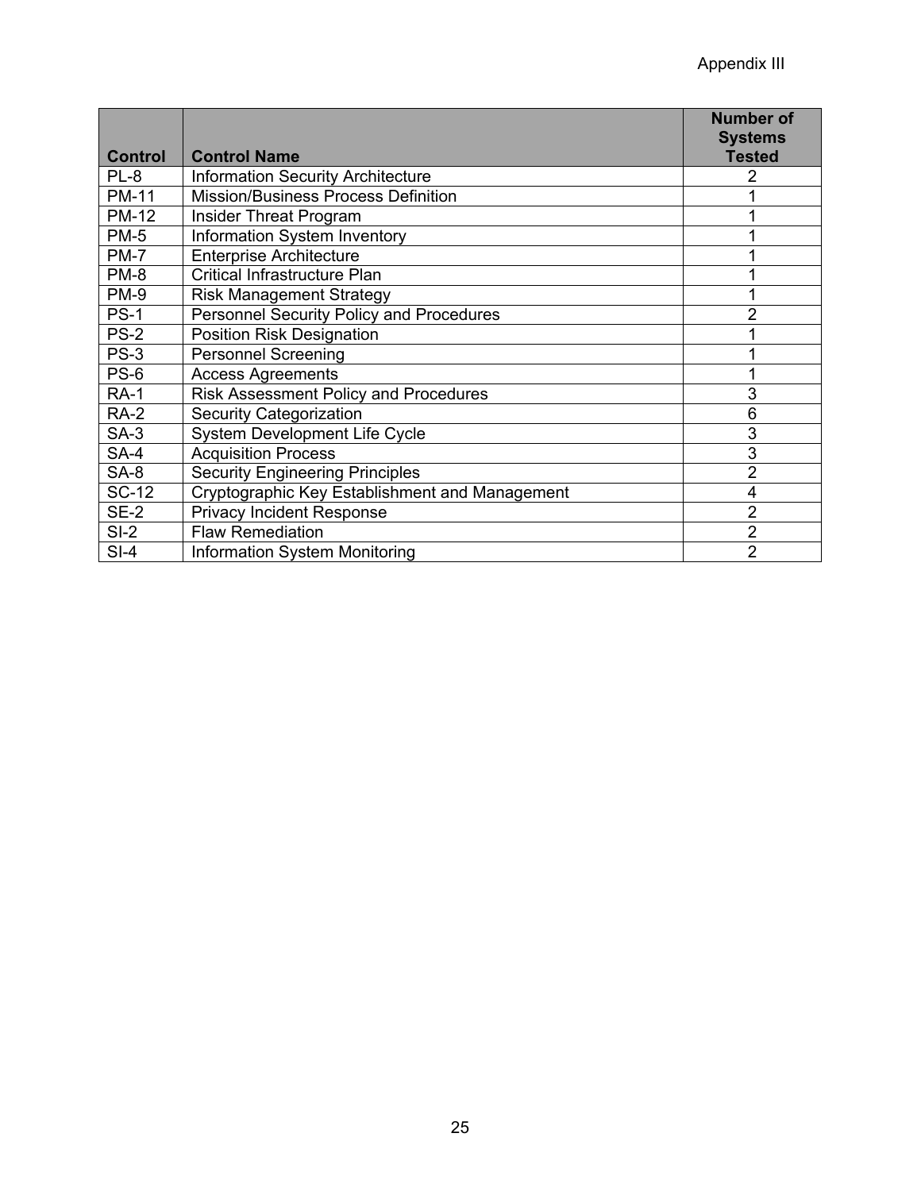| Control | Control Name | Number of Systems Tested |
|---|---|---|
| PL-8 | Information Security Architecture | 2 |
| PM-11 | Mission/Business Process Definition | 1 |
| PM-12 | Insider Threat Program | 1 |
| PM-5 | Information System Inventory | 1 |
| PM-7 | Enterprise Architecture | 1 |
| PM-8 | Critical Infrastructure Plan | 1 |
| PM-9 | Risk Management Strategy | 1 |
| PS-1 | Personnel Security Policy and Procedures | 2 |
| PS-2 | Position Risk Designation | 1 |
| PS-3 | Personnel Screening | 1 |
| PS-6 | Access Agreements | 1 |
| RA-1 | Risk Assessment Policy and Procedures | 3 |
| RA-2 | Security Categorization | 6 |
| SA-3 | System Development Life Cycle | 3 |
| SA-4 | Acquisition Process | 3 |
| SA-8 | Security Engineering Principles | 2 |
| SC-12 | Cryptographic Key Establishment and Management | 4 |
| SE-2 | Privacy Incident Response | 2 |
| SI-2 | Flaw Remediation | 2 |
| SI-4 | Information System Monitoring | 2 |